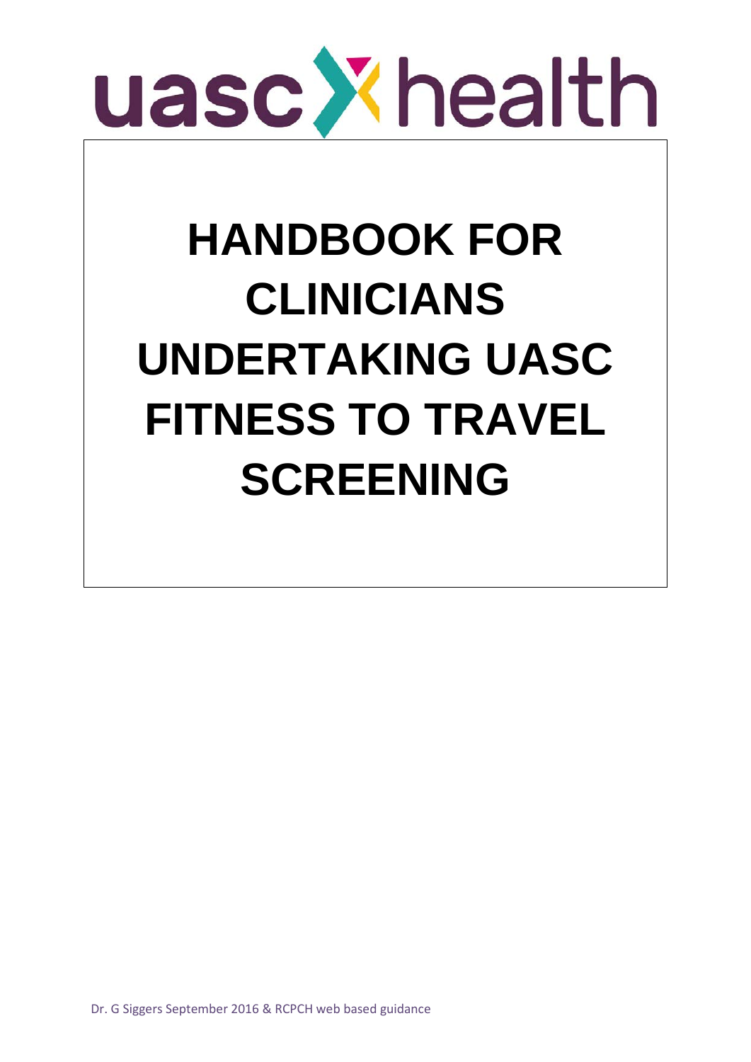uasc health

# HANDBOOK FOR CLINICIANS UNDERTAKING UASC FITNESS TO TRAVEL SCREENING

Dr. G Siggers September 2016 & RCPCH web based guidance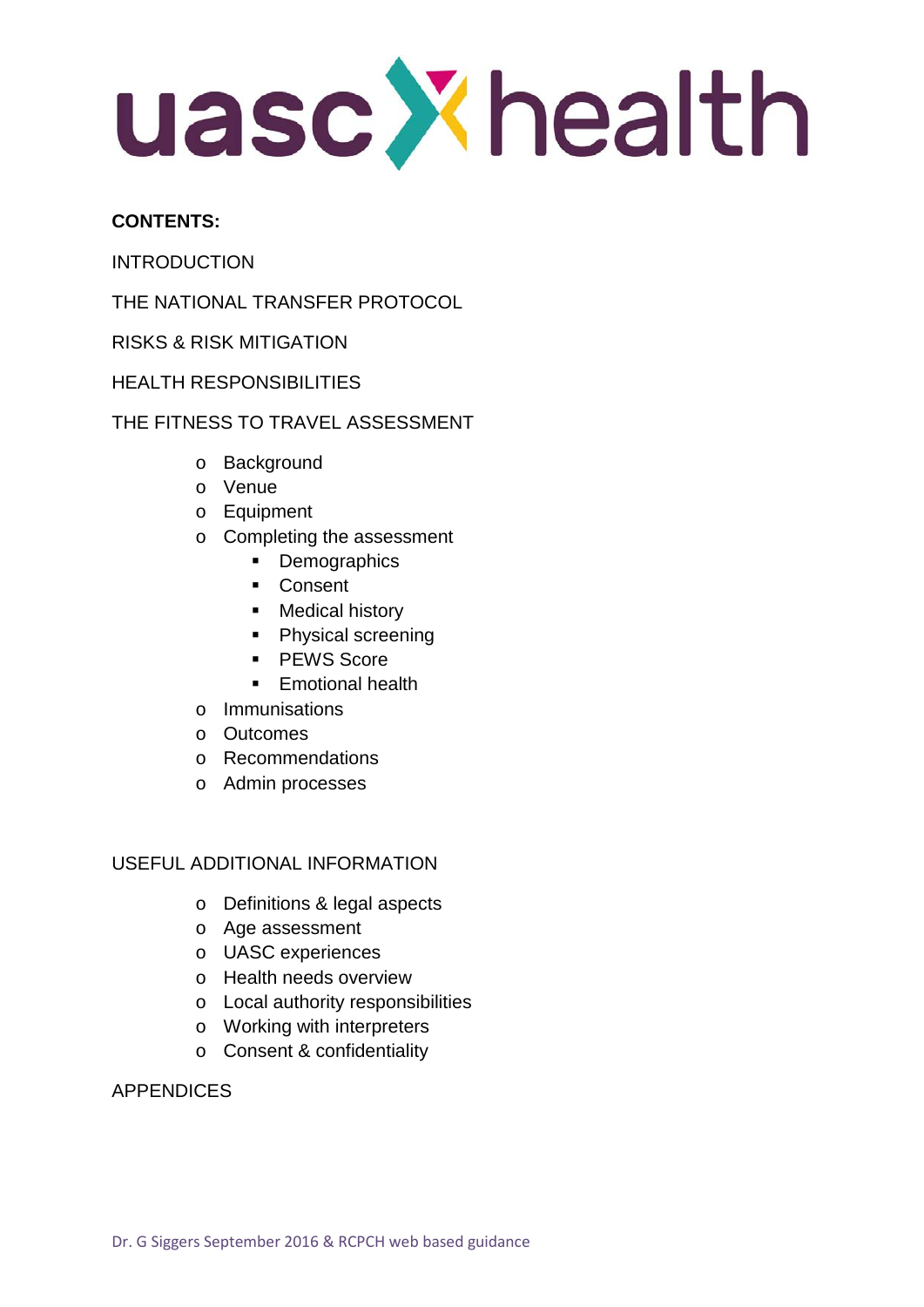uasc health

**CONTENTS:**

INTRODUCTION

THE NATIONAL TRANSFER PROTOCOL

RISKS & RISK MITIGATION

HEALTH RESPONSIBILITIES

THE FITNESS TO TRAVEL ASSESSMENT

- Background
- Venue
- Equipment
- Completing the assessment
  - Demographics
  - Consent
  - Medical history
  - Physical screening
  - PEWS Score
  - Emotional health
- Immunisations
- Outcomes
- Recommendations
- Admin processes

USEFUL ADDITIONAL INFORMATION

- Definitions & legal aspects
- Age assessment
- UASC experiences
- Health needs overview
- Local authority responsibilities
- Working with interpreters
- Consent & confidentiality

APPENDICES

Dr. G Siggers September 2016 & RCPCH web based guidance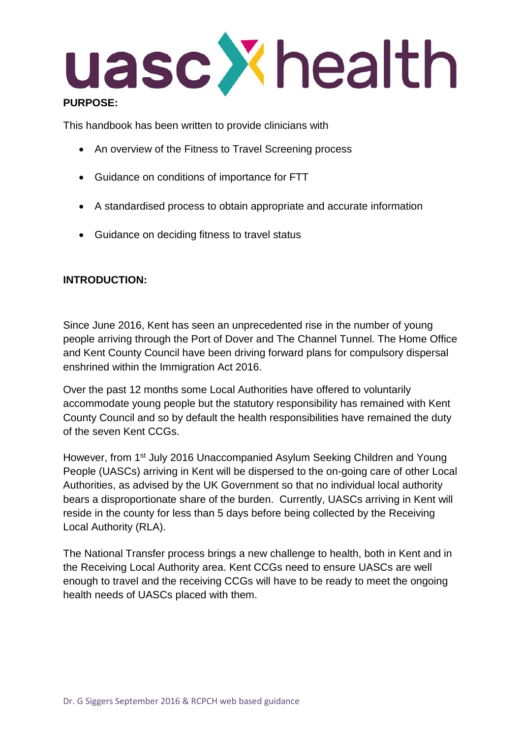uasc health

**PURPOSE:**

This handbook has been written to provide clinicians with

- An overview of the Fitness to Travel Screening process
- Guidance on conditions of importance for FTT
- A standardised process to obtain appropriate and accurate information
- Guidance on deciding fitness to travel status

**INTRODUCTION:**

Since June 2016, Kent has seen an unprecedented rise in the number of young people arriving through the Port of Dover and The Channel Tunnel. The Home Office and Kent County Council have been driving forward plans for compulsory dispersal enshrined within the Immigration Act 2016.

Over the past 12 months some Local Authorities have offered to voluntarily accommodate young people but the statutory responsibility has remained with Kent County Council and so by default the health responsibilities have remained the duty of the seven Kent CCGs.

However, from 1st July 2016 Unaccompanied Asylum Seeking Children and Young People (UASCs) arriving in Kent will be dispersed to the on-going care of other Local Authorities, as advised by the UK Government so that no individual local authority bears a disproportionate share of the burden. Currently, UASCs arriving in Kent will reside in the county for less than 5 days before being collected by the Receiving Local Authority (RLA).

The National Transfer process brings a new challenge to health, both in Kent and in the Receiving Local Authority area. Kent CCGs need to ensure UASCs are well enough to travel and the receiving CCGs will have to be ready to meet the ongoing health needs of UASCs placed with them.

Dr. G Siggers September 2016 & RCPCH web based guidance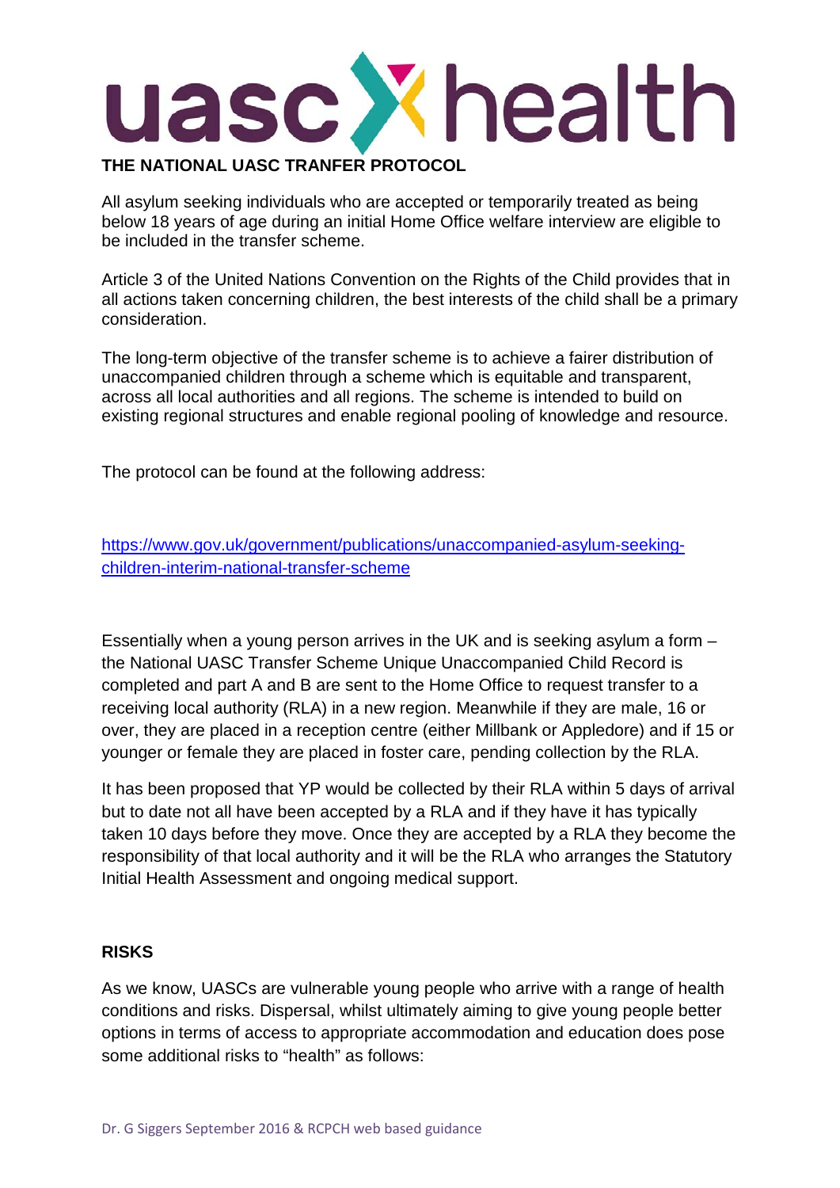# uasc health

## THE NATIONAL UASC TRANFER PROTOCOL

All asylum seeking individuals who are accepted or temporarily treated as being below 18 years of age during an initial Home Office welfare interview are eligible to be included in the transfer scheme.

Article 3 of the United Nations Convention on the Rights of the Child provides that in all actions taken concerning children, the best interests of the child shall be a primary consideration.

The long-term objective of the transfer scheme is to achieve a fairer distribution of unaccompanied children through a scheme which is equitable and transparent, across all local authorities and all regions. The scheme is intended to build on existing regional structures and enable regional pooling of knowledge and resource.

The protocol can be found at the following address:

https://www.gov.uk/government/publications/unaccompanied-asylum-seeking-children-interim-national-transfer-scheme

Essentially when a young person arrives in the UK and is seeking asylum a form – the National UASC Transfer Scheme Unique Unaccompanied Child Record is completed and part A and B are sent to the Home Office to request transfer to a receiving local authority (RLA) in a new region. Meanwhile if they are male, 16 or over, they are placed in a reception centre (either Millbank or Appledore) and if 15 or younger or female they are placed in foster care, pending collection by the RLA.

It has been proposed that YP would be collected by their RLA within 5 days of arrival but to date not all have been accepted by a RLA and if they have it has typically taken 10 days before they move. Once they are accepted by a RLA they become the responsibility of that local authority and it will be the RLA who arranges the Statutory Initial Health Assessment and ongoing medical support.

## RISKS

As we know, UASCs are vulnerable young people who arrive with a range of health conditions and risks. Dispersal, whilst ultimately aiming to give young people better options in terms of access to appropriate accommodation and education does pose some additional risks to "health" as follows: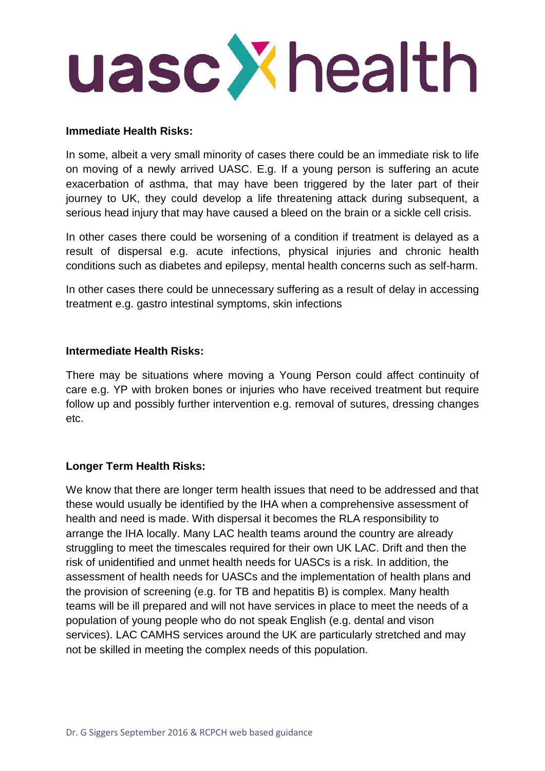**Immediate Health Risks:**

In some, albeit a very small minority of cases there could be an immediate risk to life on moving of a newly arrived UASC. E.g. If a young person is suffering an acute exacerbation of asthma, that may have been triggered by the later part of their journey to UK, they could develop a life threatening attack during subsequent, a serious head injury that may have caused a bleed on the brain or a sickle cell crisis.

In other cases there could be worsening of a condition if treatment is delayed as a result of dispersal e.g. acute infections, physical injuries and chronic health conditions such as diabetes and epilepsy, mental health concerns such as self-harm.

In other cases there could be unnecessary suffering as a result of delay in accessing treatment e.g. gastro intestinal symptoms, skin infections

**Intermediate Health Risks:**

There may be situations where moving a Young Person could affect continuity of care e.g. YP with broken bones or injuries who have received treatment but require follow up and possibly further intervention e.g. removal of sutures, dressing changes etc.

**Longer Term Health Risks:**

We know that there are longer term health issues that need to be addressed and that these would usually be identified by the IHA when a comprehensive assessment of health and need is made. With dispersal it becomes the RLA responsibility to arrange the IHA locally. Many LAC health teams around the country are already struggling to meet the timescales required for their own UK LAC. Drift and then the risk of unidentified and unmet health needs for UASCs is a risk. In addition, the assessment of health needs for UASCs and the implementation of health plans and the provision of screening (e.g. for TB and hepatitis B) is complex. Many health teams will be ill prepared and will not have services in place to meet the needs of a population of young people who do not speak English (e.g. dental and vison services). LAC CAMHS services around the UK are particularly stretched and may not be skilled in meeting the complex needs of this population.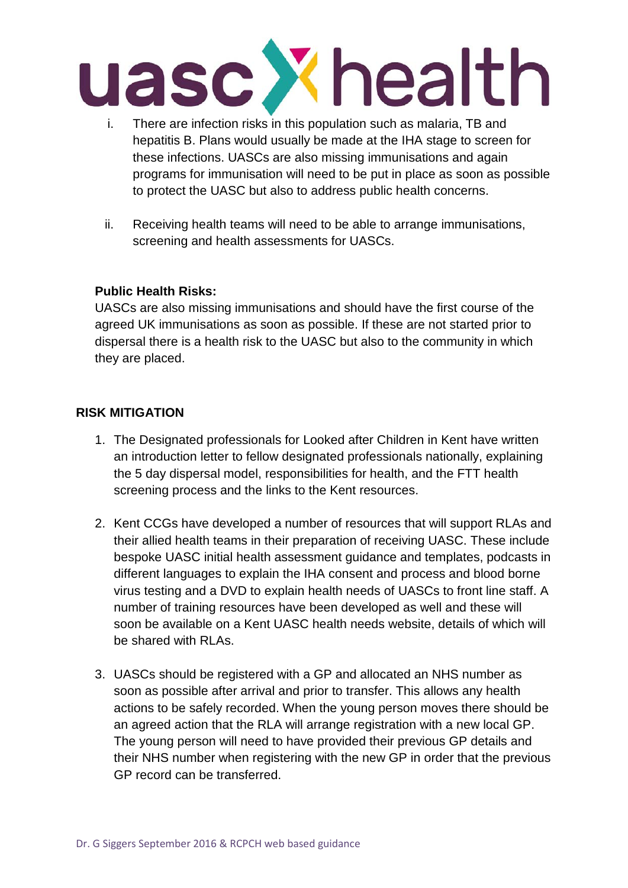i. There are infection risks in this population such as malaria, TB and hepatitis B. Plans would usually be made at the IHA stage to screen for these infections. UASCs are also missing immunisations and again programs for immunisation will need to be put in place as soon as possible to protect the UASC but also to address public health concerns.

ii. Receiving health teams will need to be able to arrange immunisations, screening and health assessments for UASCs.

**Public Health Risks:**
UASCs are also missing immunisations and should have the first course of the agreed UK immunisations as soon as possible. If these are not started prior to dispersal there is a health risk to the UASC but also to the community in which they are placed.

**RISK MITIGATION**

1. The Designated professionals for Looked after Children in Kent have written an introduction letter to fellow designated professionals nationally, explaining the 5 day dispersal model, responsibilities for health, and the FTT health screening process and the links to the Kent resources.

2. Kent CCGs have developed a number of resources that will support RLAs and their allied health teams in their preparation of receiving UASC. These include bespoke UASC initial health assessment guidance and templates, podcasts in different languages to explain the IHA consent and process and blood borne virus testing and a DVD to explain health needs of UASCs to front line staff. A number of training resources have been developed as well and these will soon be available on a Kent UASC health needs website, details of which will be shared with RLAs.

3. UASCs should be registered with a GP and allocated an NHS number as soon as possible after arrival and prior to transfer. This allows any health actions to be safely recorded. When the young person moves there should be an agreed action that the RLA will arrange registration with a new local GP. The young person will need to have provided their previous GP details and their NHS number when registering with the new GP in order that the previous GP record can be transferred.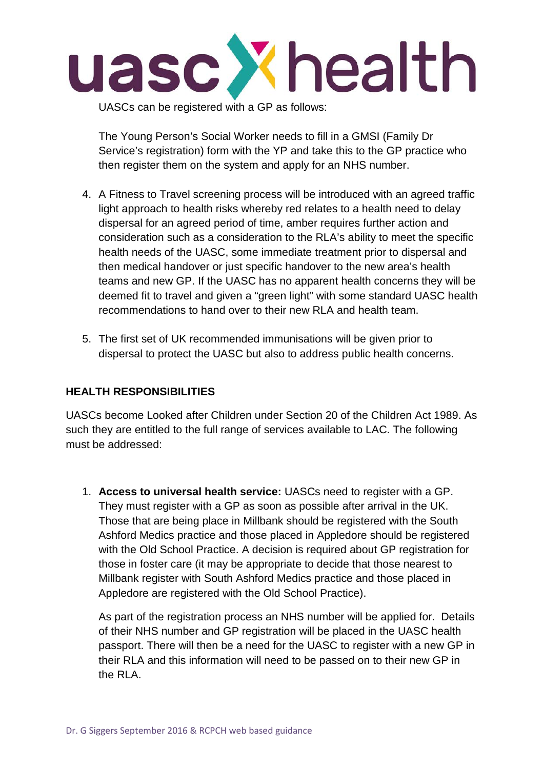UASCs can be registered with a GP as follows:

The Young Person's Social Worker needs to fill in a GMSI (Family Dr Service's registration) form with the YP and take this to the GP practice who then register them on the system and apply for an NHS number.

4. A Fitness to Travel screening process will be introduced with an agreed traffic light approach to health risks whereby red relates to a health need to delay dispersal for an agreed period of time, amber requires further action and consideration such as a consideration to the RLA's ability to meet the specific health needs of the UASC, some immediate treatment prior to dispersal and then medical handover or just specific handover to the new area's health teams and new GP. If the UASC has no apparent health concerns they will be deemed fit to travel and given a "green light" with some standard UASC health recommendations to hand over to their new RLA and health team.

5. The first set of UK recommended immunisations will be given prior to dispersal to protect the UASC but also to address public health concerns.

**HEALTH RESPONSIBILITIES**

UASCs become Looked after Children under Section 20 of the Children Act 1989. As such they are entitled to the full range of services available to LAC. The following must be addressed:

1. **Access to universal health service:** UASCs need to register with a GP. They must register with a GP as soon as possible after arrival in the UK. Those that are being place in Millbank should be registered with the South Ashford Medics practice and those placed in Appledore should be registered with the Old School Practice. A decision is required about GP registration for those in foster care (it may be appropriate to decide that those nearest to Millbank register with South Ashford Medics practice and those placed in Appledore are registered with the Old School Practice).

   As part of the registration process an NHS number will be applied for. Details of their NHS number and GP registration will be placed in the UASC health passport. There will then be a need for the UASC to register with a new GP in their RLA and this information will need to be passed on to their new GP in the RLA.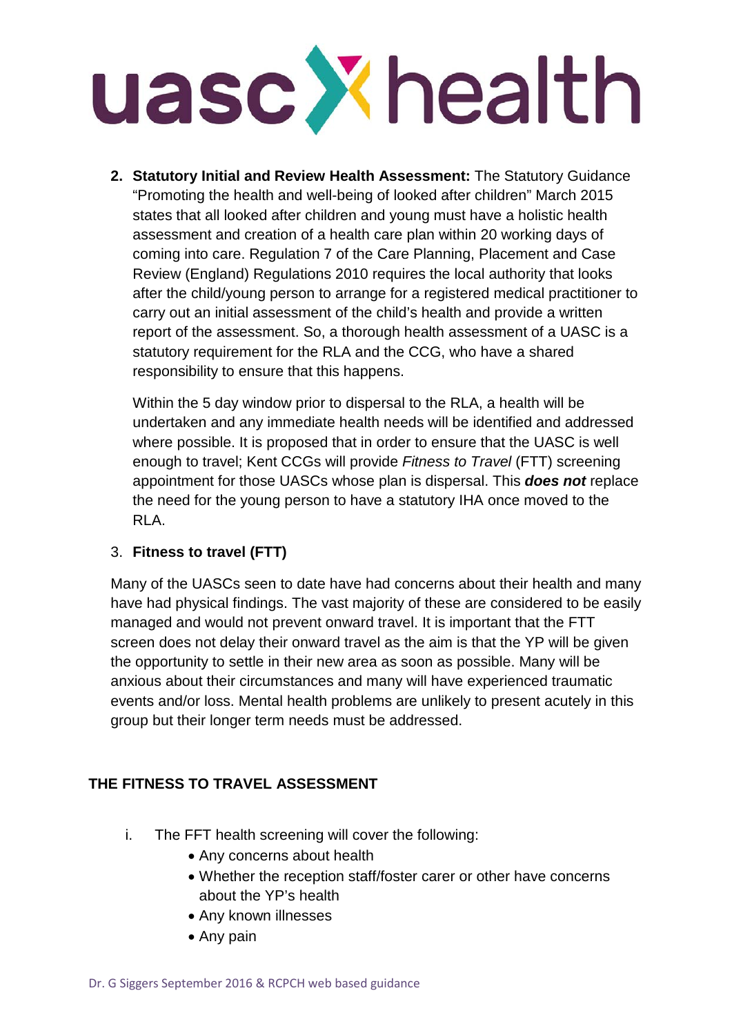2. **Statutory Initial and Review Health Assessment:** The Statutory Guidance "Promoting the health and well-being of looked after children" March 2015 states that all looked after children and young must have a holistic health assessment and creation of a health care plan within 20 working days of coming into care. Regulation 7 of the Care Planning, Placement and Case Review (England) Regulations 2010 requires the local authority that looks after the child/young person to arrange for a registered medical practitioner to carry out an initial assessment of the child's health and provide a written report of the assessment. So, a thorough health assessment of a UASC is a statutory requirement for the RLA and the CCG, who have a shared responsibility to ensure that this happens.

   Within the 5 day window prior to dispersal to the RLA, a health will be undertaken and any immediate health needs will be identified and addressed where possible. It is proposed that in order to ensure that the UASC is well enough to travel; Kent CCGs will provide *Fitness to Travel* (FTT) screening appointment for those UASCs whose plan is dispersal. This ***does not*** replace the need for the young person to have a statutory IHA once moved to the RLA.

3. **Fitness to travel (FTT)**

Many of the UASCs seen to date have had concerns about their health and many have had physical findings. The vast majority of these are considered to be easily managed and would not prevent onward travel. It is important that the FTT screen does not delay their onward travel as the aim is that the YP will be given the opportunity to settle in their new area as soon as possible. Many will be anxious about their circumstances and many will have experienced traumatic events and/or loss. Mental health problems are unlikely to present acutely in this group but their longer term needs must be addressed.

## THE FITNESS TO TRAVEL ASSESSMENT

i. The FFT health screening will cover the following:
   - Any concerns about health
   - Whether the reception staff/foster carer or other have concerns about the YP's health
   - Any known illnesses
   - Any pain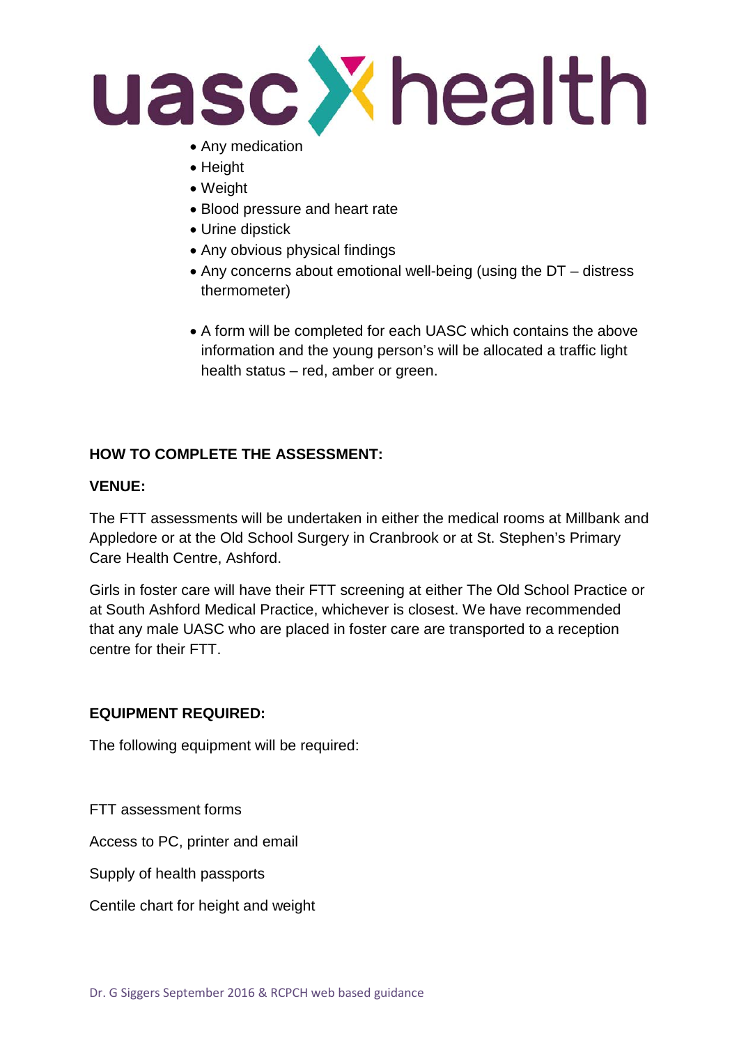- Any medication
- Height
- Weight
- Blood pressure and heart rate
- Urine dipstick
- Any obvious physical findings
- Any concerns about emotional well-being (using the DT – distress thermometer)

- A form will be completed for each UASC which contains the above information and the young person's will be allocated a traffic light health status – red, amber or green.

**HOW TO COMPLETE THE ASSESSMENT:**

**VENUE:**

The FTT assessments will be undertaken in either the medical rooms at Millbank and Appledore or at the Old School Surgery in Cranbrook or at St. Stephen's Primary Care Health Centre, Ashford.

Girls in foster care will have their FTT screening at either The Old School Practice or at South Ashford Medical Practice, whichever is closest. We have recommended that any male UASC who are placed in foster care are transported to a reception centre for their FTT.

**EQUIPMENT REQUIRED:**

The following equipment will be required:

FTT assessment forms

Access to PC, printer and email

Supply of health passports

Centile chart for height and weight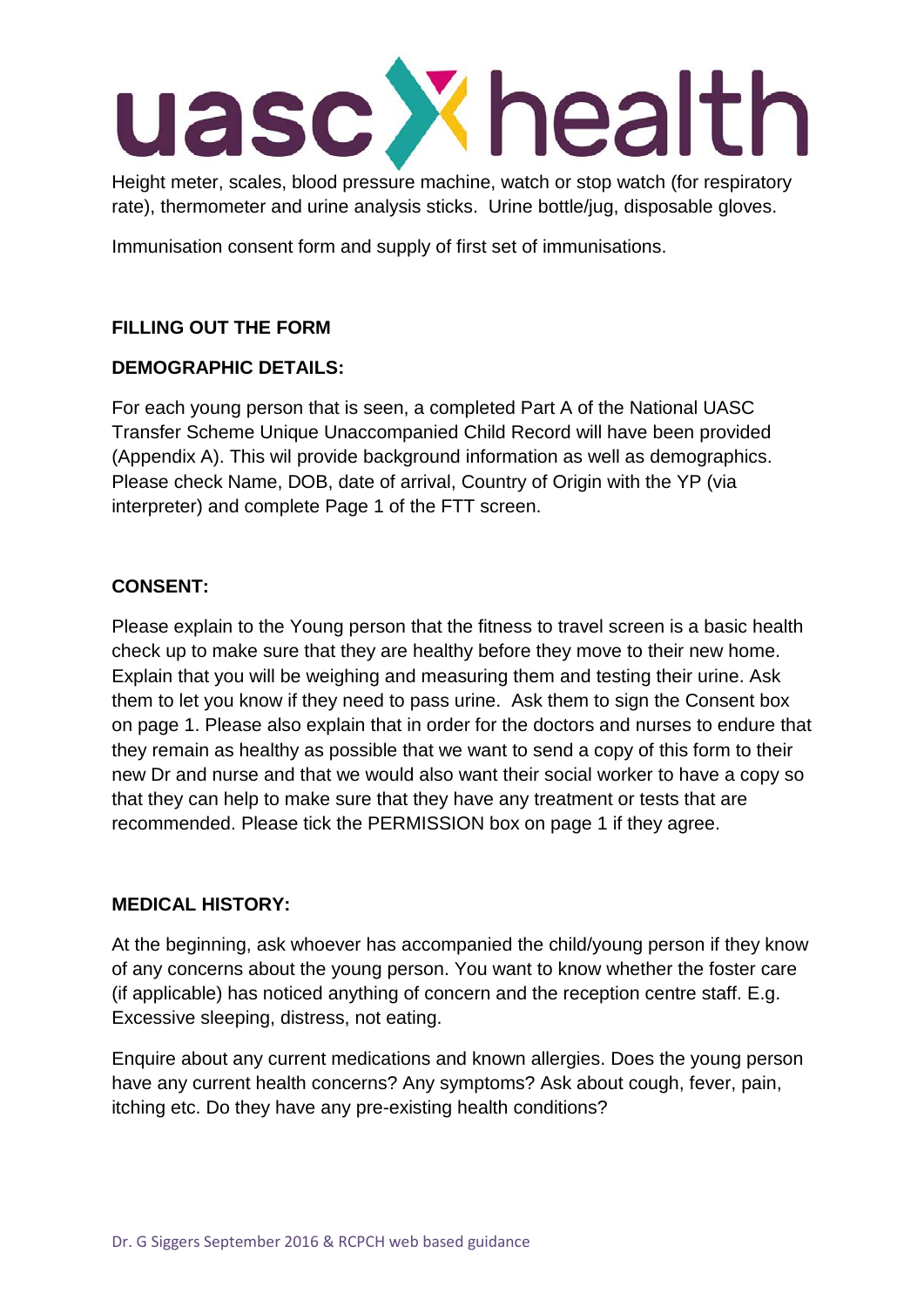Height meter, scales, blood pressure machine, watch or stop watch (for respiratory rate), thermometer and urine analysis sticks. Urine bottle/jug, disposable gloves.

Immunisation consent form and supply of first set of immunisations.

## FILLING OUT THE FORM

### DEMOGRAPHIC DETAILS:

For each young person that is seen, a completed Part A of the National UASC Transfer Scheme Unique Unaccompanied Child Record will have been provided (Appendix A). This wil provide background information as well as demographics. Please check Name, DOB, date of arrival, Country of Origin with the YP (via interpreter) and complete Page 1 of the FTT screen.

### CONSENT:

Please explain to the Young person that the fitness to travel screen is a basic health check up to make sure that they are healthy before they move to their new home. Explain that you will be weighing and measuring them and testing their urine. Ask them to let you know if they need to pass urine. Ask them to sign the Consent box on page 1. Please also explain that in order for the doctors and nurses to endure that they remain as healthy as possible that we want to send a copy of this form to their new Dr and nurse and that we would also want their social worker to have a copy so that they can help to make sure that they have any treatment or tests that are recommended. Please tick the PERMISSION box on page 1 if they agree.

### MEDICAL HISTORY:

At the beginning, ask whoever has accompanied the child/young person if they know of any concerns about the young person. You want to know whether the foster care (if applicable) has noticed anything of concern and the reception centre staff. E.g. Excessive sleeping, distress, not eating.

Enquire about any current medications and known allergies. Does the young person have any current health concerns? Any symptoms? Ask about cough, fever, pain, itching etc. Do they have any pre-existing health conditions?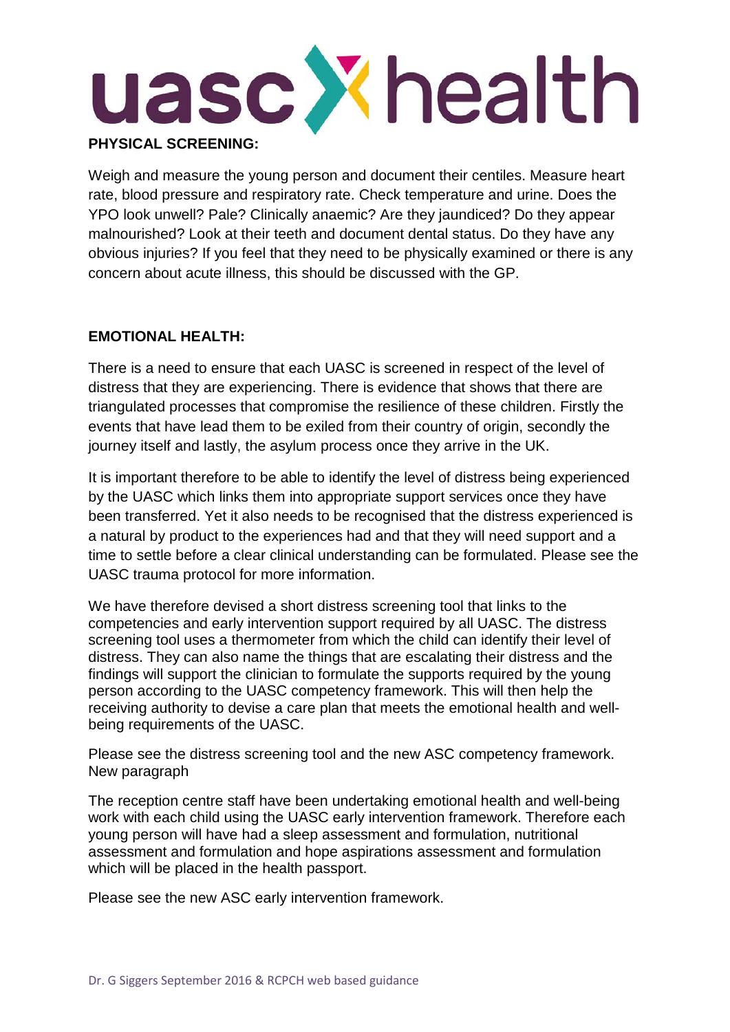**PHYSICAL SCREENING:**

Weigh and measure the young person and document their centiles. Measure heart rate, blood pressure and respiratory rate. Check temperature and urine. Does the YPO look unwell? Pale? Clinically anaemic? Are they jaundiced? Do they appear malnourished? Look at their teeth and document dental status. Do they have any obvious injuries? If you feel that they need to be physically examined or there is any concern about acute illness, this should be discussed with the GP.

**EMOTIONAL HEALTH:**

There is a need to ensure that each UASC is screened in respect of the level of distress that they are experiencing. There is evidence that shows that there are triangulated processes that compromise the resilience of these children. Firstly the events that have lead them to be exiled from their country of origin, secondly the journey itself and lastly, the asylum process once they arrive in the UK.

It is important therefore to be able to identify the level of distress being experienced by the UASC which links them into appropriate support services once they have been transferred. Yet it also needs to be recognised that the distress experienced is a natural by product to the experiences had and that they will need support and a time to settle before a clear clinical understanding can be formulated. Please see the UASC trauma protocol for more information.

We have therefore devised a short distress screening tool that links to the competencies and early intervention support required by all UASC. The distress screening tool uses a thermometer from which the child can identify their level of distress. They can also name the things that are escalating their distress and the findings will support the clinician to formulate the supports required by the young person according to the UASC competency framework. This will then help the receiving authority to devise a care plan that meets the emotional health and well-being requirements of the UASC.

Please see the distress screening tool and the new ASC competency framework. New paragraph

The reception centre staff have been undertaking emotional health and well-being work with each child using the UASC early intervention framework. Therefore each young person will have had a sleep assessment and formulation, nutritional assessment and formulation and hope aspirations assessment and formulation which will be placed in the health passport.

Please see the new ASC early intervention framework.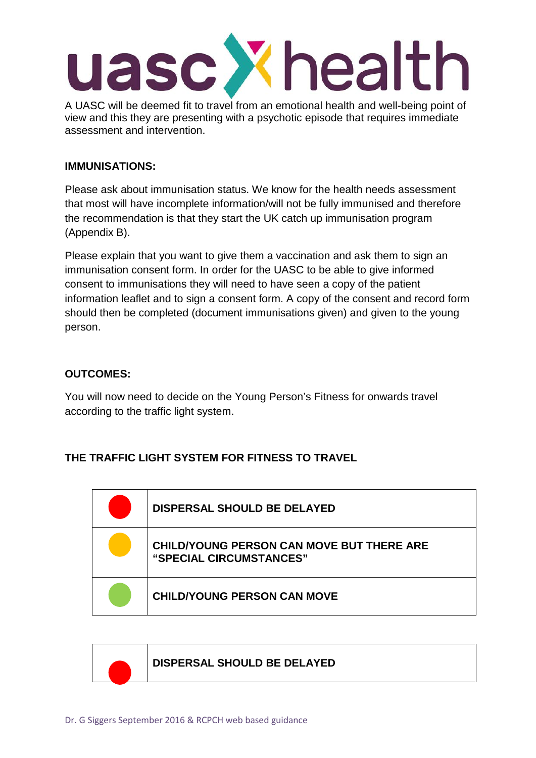A UASC will be deemed fit to travel from an emotional health and well-being point of view and this they are presenting with a psychotic episode that requires immediate assessment and intervention.

**IMMUNISATIONS:**

Please ask about immunisation status. We know for the health needs assessment that most will have incomplete information/will not be fully immunised and therefore the recommendation is that they start the UK catch up immunisation program (Appendix B).

Please explain that you want to give them a vaccination and ask them to sign an immunisation consent form. In order for the UASC to be able to give informed consent to immunisations they will need to have seen a copy of the patient information leaflet and to sign a consent form. A copy of the consent and record form should then be completed (document immunisations given) and given to the young person.

**OUTCOMES:**

You will now need to decide on the Young Person's Fitness for onwards travel according to the traffic light system.

**THE TRAFFIC LIGHT SYSTEM FOR FITNESS TO TRAVEL**

| | |
|---|---|
| 🔴 | **DISPERSAL SHOULD BE DELAYED** |
| 🟠 | **CHILD/YOUNG PERSON CAN MOVE BUT THERE ARE "SPECIAL CIRCUMSTANCES"** |
| 🟢 | **CHILD/YOUNG PERSON CAN MOVE** |

| | |
|---|---|
| 🔴 | **DISPERSAL SHOULD BE DELAYED** |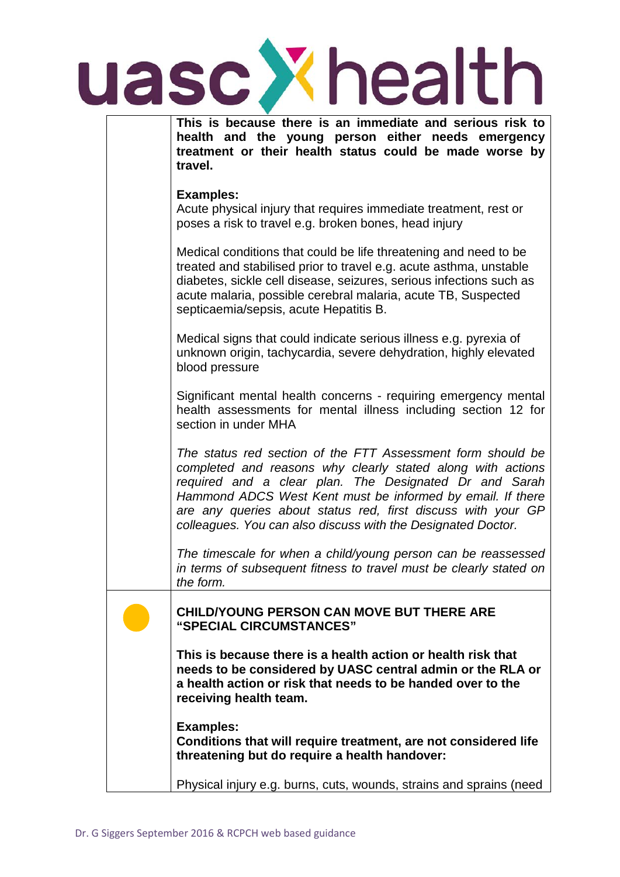| | |
|---|---|
| | **This is because there is an immediate and serious risk to health and the young person either needs emergency treatment or their health status could be made worse by travel.**<br><br>**Examples:**<br>Acute physical injury that requires immediate treatment, rest or poses a risk to travel e.g. broken bones, head injury<br><br>Medical conditions that could be life threatening and need to be treated and stabilised prior to travel e.g. acute asthma, unstable diabetes, sickle cell disease, seizures, serious infections such as acute malaria, possible cerebral malaria, acute TB, Suspected septicaemia/sepsis, acute Hepatitis B.<br><br>Medical signs that could indicate serious illness e.g. pyrexia of unknown origin, tachycardia, severe dehydration, highly elevated blood pressure<br><br>Significant mental health concerns - requiring emergency mental health assessments for mental illness including section 12 for section in under MHA<br><br>*The status red section of the FTT Assessment form should be completed and reasons why clearly stated along with actions required and a clear plan. The Designated Dr and Sarah Hammond ADCS West Kent must be informed by email. If there are any queries about status red, first discuss with your GP colleagues. You can also discuss with the Designated Doctor.*<br><br>*The timescale for when a child/young person can be reassessed in terms of subsequent fitness to travel must be clearly stated on the form.* |
| 🟡 | **CHILD/YOUNG PERSON CAN MOVE BUT THERE ARE "SPECIAL CIRCUMSTANCES"**<br><br>**This is because there is a health action or health risk that needs to be considered by UASC central admin or the RLA or a health action or risk that needs to be handed over to the receiving health team.**<br><br>**Examples:**<br>**Conditions that will require treatment, are not considered life threatening but do require a health handover:**<br><br>Physical injury e.g. burns, cuts, wounds, strains and sprains (need |

Dr. G Siggers September 2016 & RCPCH web based guidance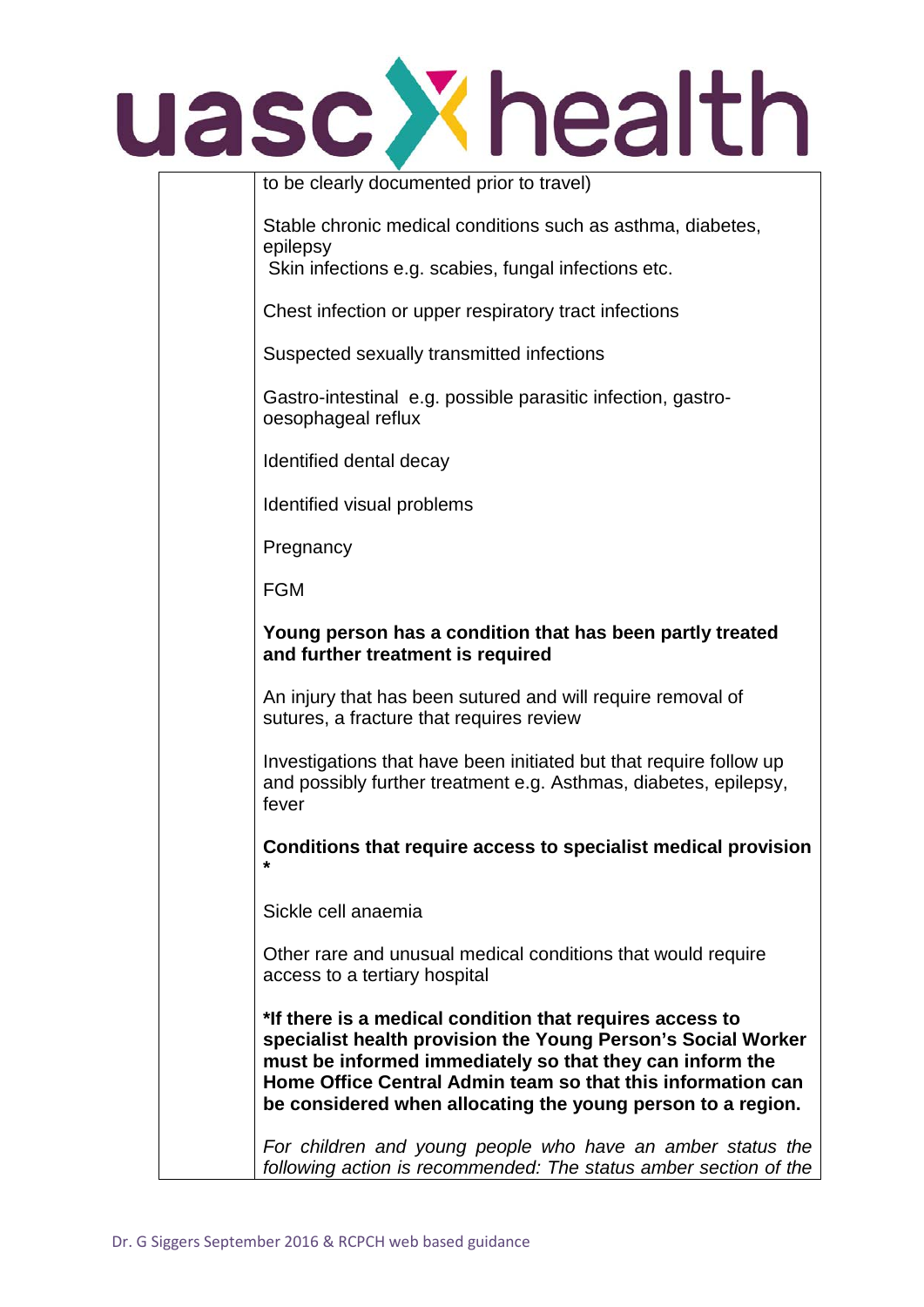| | |
|---|---|
| | to be clearly documented prior to travel)<br><br>Stable chronic medical conditions such as asthma, diabetes, epilepsy<br>Skin infections e.g. scabies, fungal infections etc.<br><br>Chest infection or upper respiratory tract infections<br><br>Suspected sexually transmitted infections<br><br>Gastro-intestinal e.g. possible parasitic infection, gastro-oesophageal reflux<br><br>Identified dental decay<br><br>Identified visual problems<br><br>Pregnancy<br><br>FGM<br><br>**Young person has a condition that has been partly treated and further treatment is required**<br><br>An injury that has been sutured and will require removal of sutures, a fracture that requires review<br><br>Investigations that have been initiated but that require follow up and possibly further treatment e.g. Asthmas, diabetes, epilepsy, fever<br><br>**Conditions that require access to specialist medical provision \***<br><br>Sickle cell anaemia<br><br>Other rare and unusual medical conditions that would require access to a tertiary hospital<br><br>**\*If there is a medical condition that requires access to specialist health provision the Young Person's Social Worker must be informed immediately so that they can inform the Home Office Central Admin team so that this information can be considered when allocating the young person to a region.**<br><br>*For children and young people who have an amber status the following action is recommended: The status amber section of the* |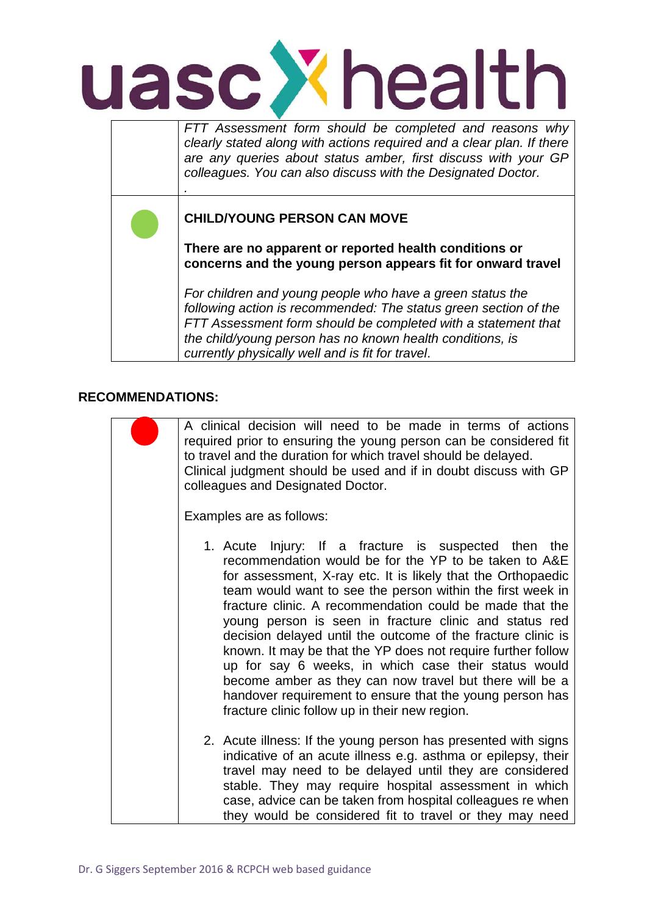| | |
|---|---|
| | *FTT Assessment form should be completed and reasons why clearly stated along with actions required and a clear plan. If there are any queries about status amber, first discuss with your GP colleagues. You can also discuss with the Designated Doctor.* <br> . |
| 🟢 | **CHILD/YOUNG PERSON CAN MOVE** <br><br> **There are no apparent or reported health conditions or concerns and the young person appears fit for onward travel** <br><br> *For children and young people who have a green status the following action is recommended: The status green section of the FTT Assessment form should be completed with a statement that the child/young person has no known health conditions, is currently physically well and is fit for travel.* |

**RECOMMENDATIONS:**

| | |
|---|---|
| 🔴 | A clinical decision will need to be made in terms of actions required prior to ensuring the young person can be considered fit to travel and the duration for which travel should be delayed. Clinical judgment should be used and if in doubt discuss with GP colleagues and Designated Doctor. <br><br> Examples are as follows: <br><br> 1. Acute Injury: If a fracture is suspected then the recommendation would be for the YP to be taken to A&E for assessment, X-ray etc. It is likely that the Orthopaedic team would want to see the person within the first week in fracture clinic. A recommendation could be made that the young person is seen in fracture clinic and status red decision delayed until the outcome of the fracture clinic is known. It may be that the YP does not require further follow up for say 6 weeks, in which case their status would become amber as they can now travel but there will be a handover requirement to ensure that the young person has fracture clinic follow up in their new region. <br><br> 2. Acute illness: If the young person has presented with signs indicative of an acute illness e.g. asthma or epilepsy, their travel may need to be delayed until they are considered stable. They may require hospital assessment in which case, advice can be taken from hospital colleagues re when they would be considered fit to travel or they may need |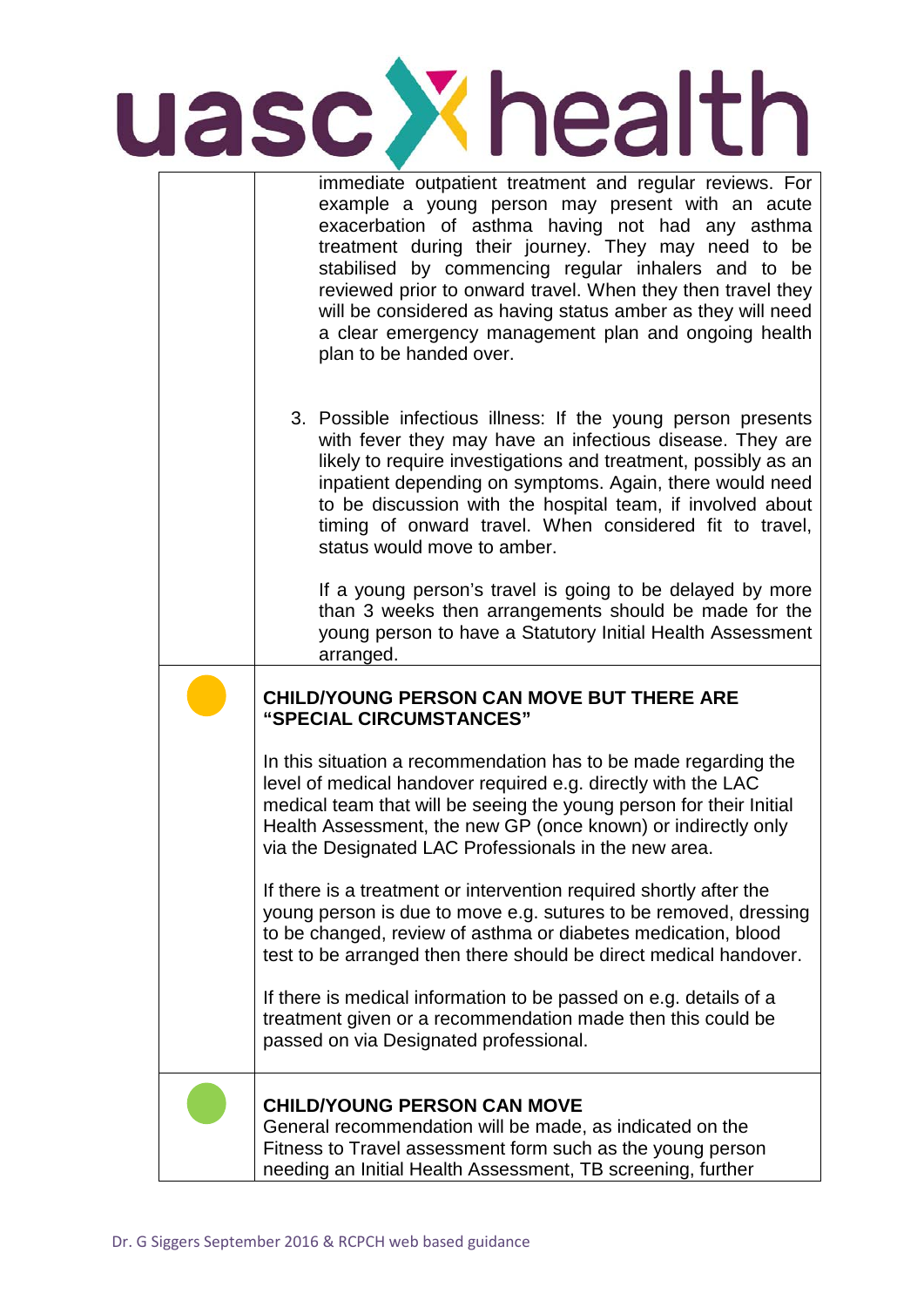| | |
|---|---|
| | immediate outpatient treatment and regular reviews. For example a young person may present with an acute exacerbation of asthma having not had any asthma treatment during their journey. They may need to be stabilised by commencing regular inhalers and to be reviewed prior to onward travel. When they then travel they will be considered as having status amber as they will need a clear emergency management plan and ongoing health plan to be handed over.<br><br>3. Possible infectious illness: If the young person presents with fever they may have an infectious disease. They are likely to require investigations and treatment, possibly as an inpatient depending on symptoms. Again, there would need to be discussion with the hospital team, if involved about timing of onward travel. When considered fit to travel, status would move to amber.<br><br>If a young person's travel is going to be delayed by more than 3 weeks then arrangements should be made for the young person to have a Statutory Initial Health Assessment arranged. |
| (Amber) | **CHILD/YOUNG PERSON CAN MOVE BUT THERE ARE "SPECIAL CIRCUMSTANCES"**<br><br>In this situation a recommendation has to be made regarding the level of medical handover required e.g. directly with the LAC medical team that will be seeing the young person for their Initial Health Assessment, the new GP (once known) or indirectly only via the Designated LAC Professionals in the new area.<br><br>If there is a treatment or intervention required shortly after the young person is due to move e.g. sutures to be removed, dressing to be changed, review of asthma or diabetes medication, blood test to be arranged then there should be direct medical handover.<br><br>If there is medical information to be passed on e.g. details of a treatment given or a recommendation made then this could be passed on via Designated professional. |
| (Green) | **CHILD/YOUNG PERSON CAN MOVE**<br>General recommendation will be made, as indicated on the Fitness to Travel assessment form such as the young person needing an Initial Health Assessment, TB screening, further |

Dr. G Siggers September 2016 & RCPCH web based guidance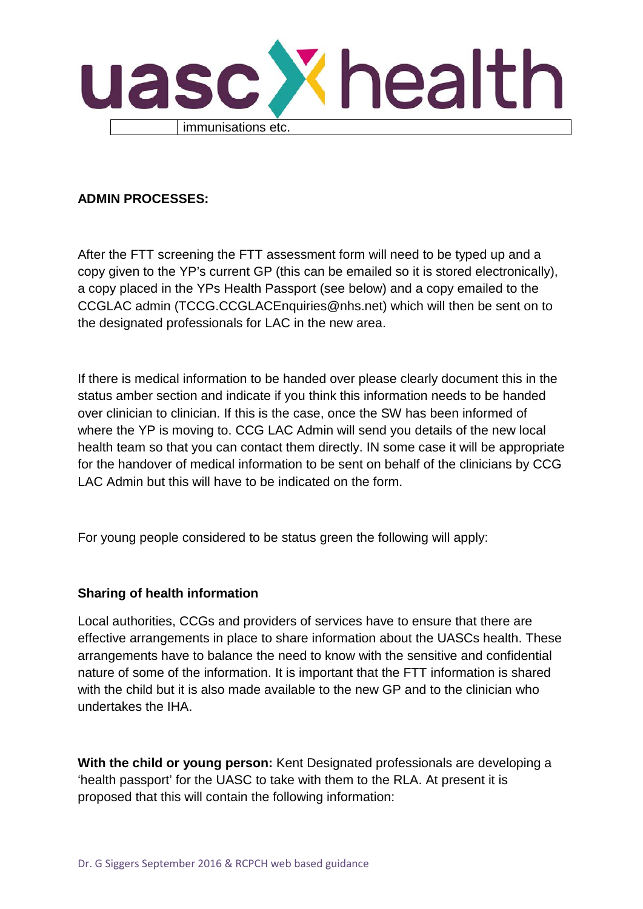| | immunisations etc. |
|---|---|

**ADMIN PROCESSES:**

After the FTT screening the FTT assessment form will need to be typed up and a copy given to the YP's current GP (this can be emailed so it is stored electronically), a copy placed in the YPs Health Passport (see below) and a copy emailed to the CCGLAC admin (TCCG.CCGLACEnquiries@nhs.net) which will then be sent on to the designated professionals for LAC in the new area.

If there is medical information to be handed over please clearly document this in the status amber section and indicate if you think this information needs to be handed over clinician to clinician. If this is the case, once the SW has been informed of where the YP is moving to. CCG LAC Admin will send you details of the new local health team so that you can contact them directly. IN some case it will be appropriate for the handover of medical information to be sent on behalf of the clinicians by CCG LAC Admin but this will have to be indicated on the form.

For young people considered to be status green the following will apply:

**Sharing of health information**

Local authorities, CCGs and providers of services have to ensure that there are effective arrangements in place to share information about the UASCs health. These arrangements have to balance the need to know with the sensitive and confidential nature of some of the information. It is important that the FTT information is shared with the child but it is also made available to the new GP and to the clinician who undertakes the IHA.

**With the child or young person:** Kent Designated professionals are developing a 'health passport' for the UASC to take with them to the RLA. At present it is proposed that this will contain the following information: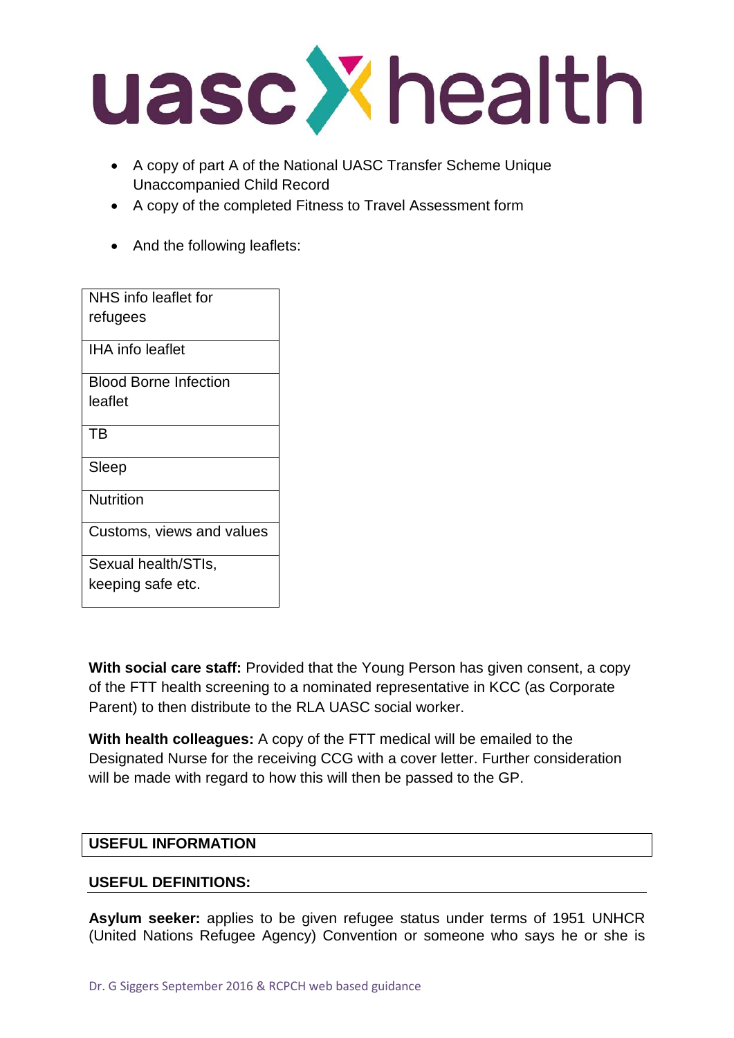- A copy of part A of the National UASC Transfer Scheme Unique Unaccompanied Child Record
- A copy of the completed Fitness to Travel Assessment form

- And the following leaflets:

| NHS info leaflet for refugees |
|---|
| IHA info leaflet |
| Blood Borne Infection leaflet |
| TB |
| Sleep |
| Nutrition |
| Customs, views and values |
| Sexual health/STIs, keeping safe etc. |

**With social care staff:** Provided that the Young Person has given consent, a copy of the FTT health screening to a nominated representative in KCC (as Corporate Parent) to then distribute to the RLA UASC social worker.

**With health colleagues:** A copy of the FTT medical will be emailed to the Designated Nurse for the receiving CCG with a cover letter. Further consideration will be made with regard to how this will then be passed to the GP.

## USEFUL INFORMATION

### USEFUL DEFINITIONS:

**Asylum seeker:** applies to be given refugee status under terms of 1951 UNHCR (United Nations Refugee Agency) Convention or someone who says he or she is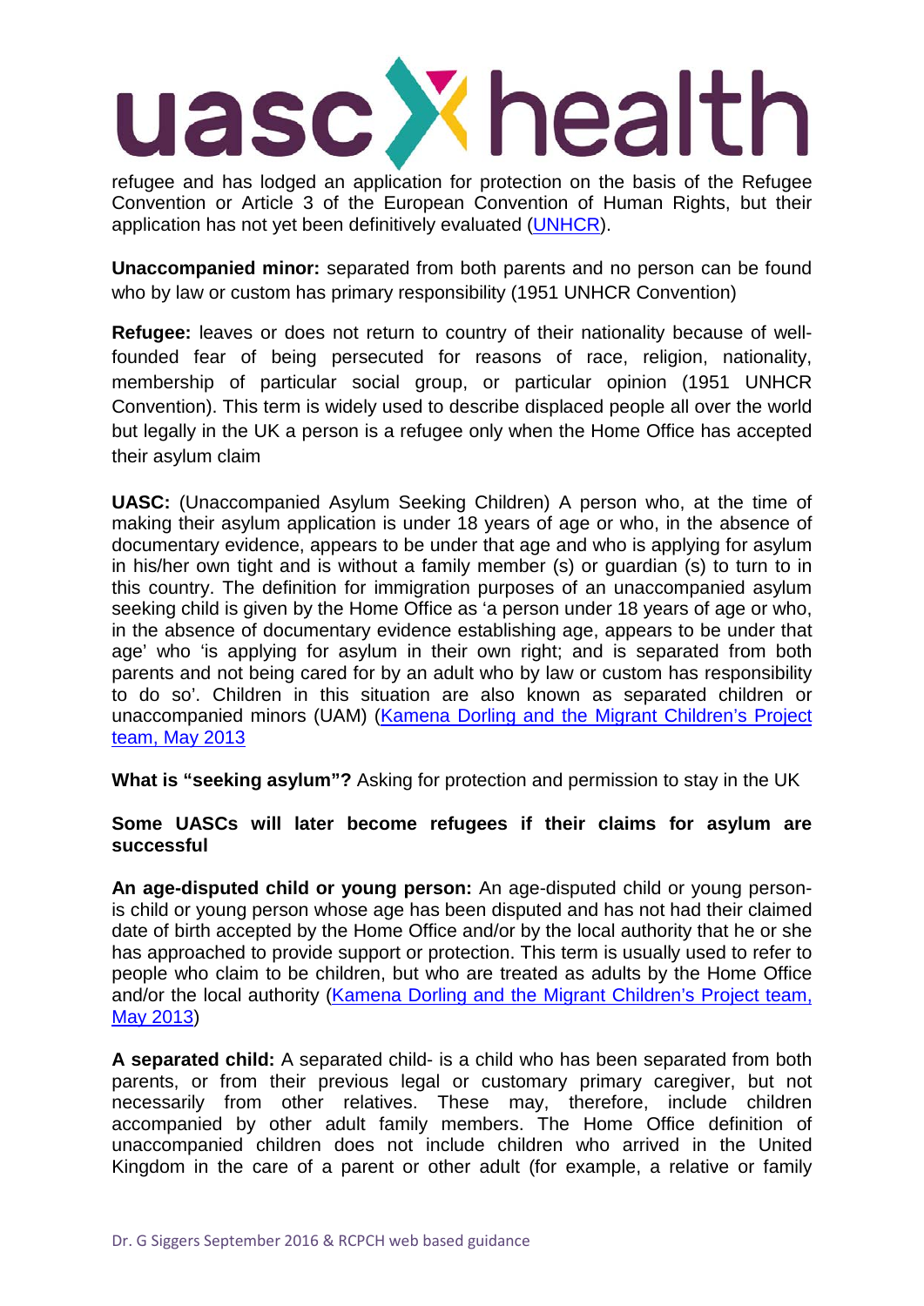refugee and has lodged an application for protection on the basis of the Refugee Convention or Article 3 of the European Convention of Human Rights, but their application has not yet been definitively evaluated ([UNHCR](UNHCR)).

**Unaccompanied minor:** separated from both parents and no person can be found who by law or custom has primary responsibility (1951 UNHCR Convention)

**Refugee:** leaves or does not return to country of their nationality because of well-founded fear of being persecuted for reasons of race, religion, nationality, membership of particular social group, or particular opinion (1951 UNHCR Convention). This term is widely used to describe displaced people all over the world but legally in the UK a person is a refugee only when the Home Office has accepted their asylum claim

**UASC:** (Unaccompanied Asylum Seeking Children) A person who, at the time of making their asylum application is under 18 years of age or who, in the absence of documentary evidence, appears to be under that age and who is applying for asylum in his/her own tight and is without a family member (s) or guardian (s) to turn to in this country. The definition for immigration purposes of an unaccompanied asylum seeking child is given by the Home Office as 'a person under 18 years of age or who, in the absence of documentary evidence establishing age, appears to be under that age' who 'is applying for asylum in their own right; and is separated from both parents and not being cared for by an adult who by law or custom has responsibility to do so'. Children in this situation are also known as separated children or unaccompanied minors (UAM) (Kamena Dorling and the Migrant Children's Project team, May 2013

**What is "seeking asylum"?** Asking for protection and permission to stay in the UK

**Some UASCs will later become refugees if their claims for asylum are successful**

**An age-disputed child or young person:** An age-disputed child or young person- is child or young person whose age has been disputed and has not had their claimed date of birth accepted by the Home Office and/or by the local authority that he or she has approached to provide support or protection. This term is usually used to refer to people who claim to be children, but who are treated as adults by the Home Office and/or the local authority (Kamena Dorling and the Migrant Children's Project team, May 2013)

**A separated child:** A separated child- is a child who has been separated from both parents, or from their previous legal or customary primary caregiver, but not necessarily from other relatives. These may, therefore, include children accompanied by other adult family members. The Home Office definition of unaccompanied children does not include children who arrived in the United Kingdom in the care of a parent or other adult (for example, a relative or family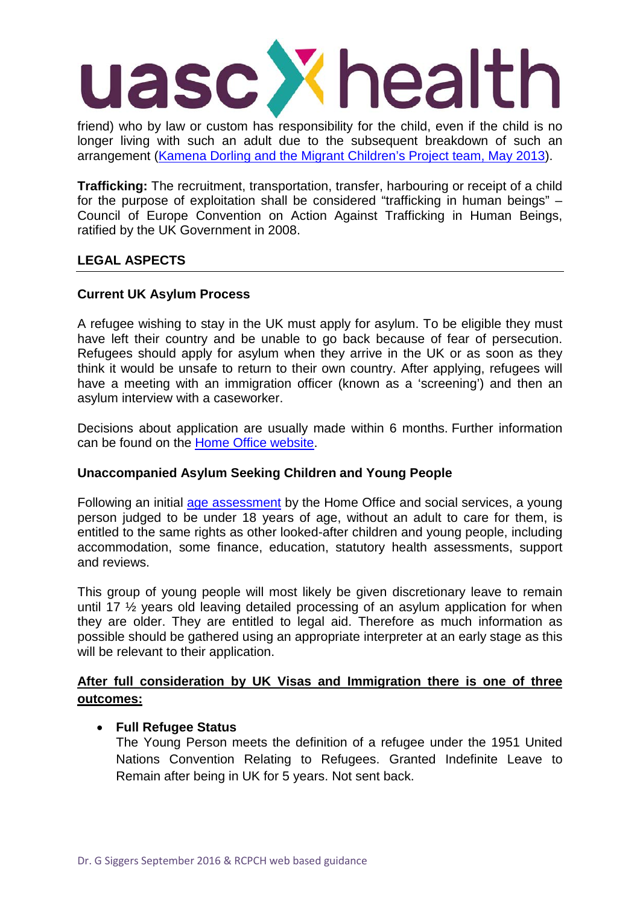friend) who by law or custom has responsibility for the child, even if the child is no longer living with such an adult due to the subsequent breakdown of such an arrangement (Kamena Dorling and the Migrant Children's Project team, May 2013).

**Trafficking:** The recruitment, transportation, transfer, harbouring or receipt of a child for the purpose of exploitation shall be considered "trafficking in human beings" – Council of Europe Convention on Action Against Trafficking in Human Beings, ratified by the UK Government in 2008.

## LEGAL ASPECTS

### Current UK Asylum Process

A refugee wishing to stay in the UK must apply for asylum. To be eligible they must have left their country and be unable to go back because of fear of persecution. Refugees should apply for asylum when they arrive in the UK or as soon as they think it would be unsafe to return to their own country. After applying, refugees will have a meeting with an immigration officer (known as a 'screening') and then an asylum interview with a caseworker.

Decisions about application are usually made within 6 months. Further information can be found on the Home Office website.

### Unaccompanied Asylum Seeking Children and Young People

Following an initial age assessment by the Home Office and social services, a young person judged to be under 18 years of age, without an adult to care for them, is entitled to the same rights as other looked-after children and young people, including accommodation, some finance, education, statutory health assessments, support and reviews.

This group of young people will most likely be given discretionary leave to remain until 17 ½ years old leaving detailed processing of an asylum application for when they are older. They are entitled to legal aid. Therefore as much information as possible should be gathered using an appropriate interpreter at an early stage as this will be relevant to their application.

**After full consideration by UK Visas and Immigration there is one of three outcomes:**

- **Full Refugee Status**
  The Young Person meets the definition of a refugee under the 1951 United Nations Convention Relating to Refugees. Granted Indefinite Leave to Remain after being in UK for 5 years. Not sent back.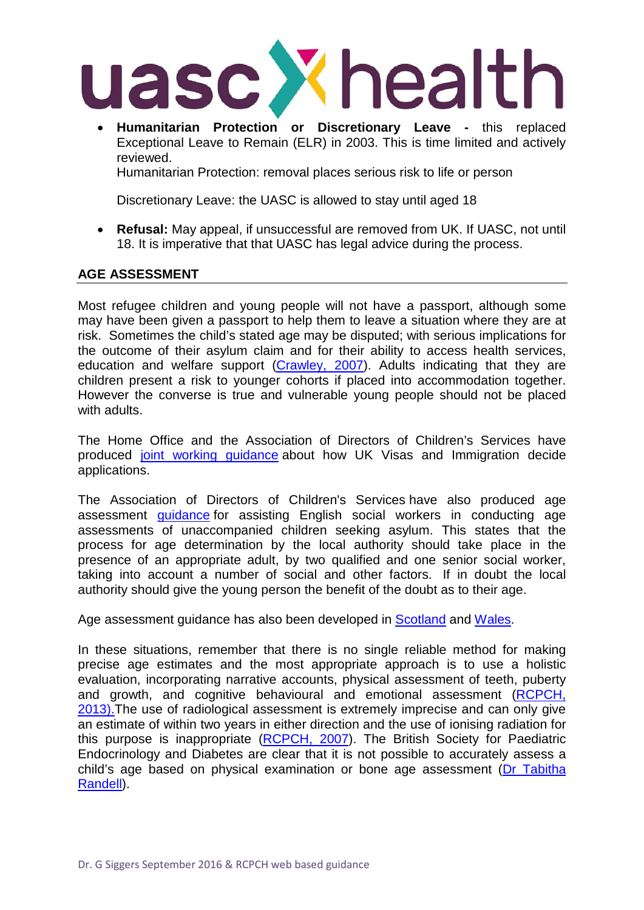- **Humanitarian Protection or Discretionary Leave -** this replaced Exceptional Leave to Remain (ELR) in 2003. This is time limited and actively reviewed.
  Humanitarian Protection: removal places serious risk to life or person

  Discretionary Leave: the UASC is allowed to stay until aged 18

- **Refusal:** May appeal, if unsuccessful are removed from UK. If UASC, not until 18. It is imperative that that UASC has legal advice during the process.

## AGE ASSESSMENT

Most refugee children and young people will not have a passport, although some may have been given a passport to help them to leave a situation where they are at risk. Sometimes the child's stated age may be disputed; with serious implications for the outcome of their asylum claim and for their ability to access health services, education and welfare support (Crawley, 2007). Adults indicating that they are children present a risk to younger cohorts if placed into accommodation together. However the converse is true and vulnerable young people should not be placed with adults.

The Home Office and the Association of Directors of Children's Services have produced joint working guidance about how UK Visas and Immigration decide applications.

The Association of Directors of Children's Services have also produced age assessment guidance for assisting English social workers in conducting age assessments of unaccompanied children seeking asylum. This states that the process for age determination by the local authority should take place in the presence of an appropriate adult, by two qualified and one senior social worker, taking into account a number of social and other factors. If in doubt the local authority should give the young person the benefit of the doubt as to their age.

Age assessment guidance has also been developed in Scotland and Wales.

In these situations, remember that there is no single reliable method for making precise age estimates and the most appropriate approach is to use a holistic evaluation, incorporating narrative accounts, physical assessment of teeth, puberty and growth, and cognitive behavioural and emotional assessment (RCPCH, 2013).The use of radiological assessment is extremely imprecise and can only give an estimate of within two years in either direction and the use of ionising radiation for this purpose is inappropriate (RCPCH, 2007). The British Society for Paediatric Endocrinology and Diabetes are clear that it is not possible to accurately assess a child's age based on physical examination or bone age assessment (Dr Tabitha Randell).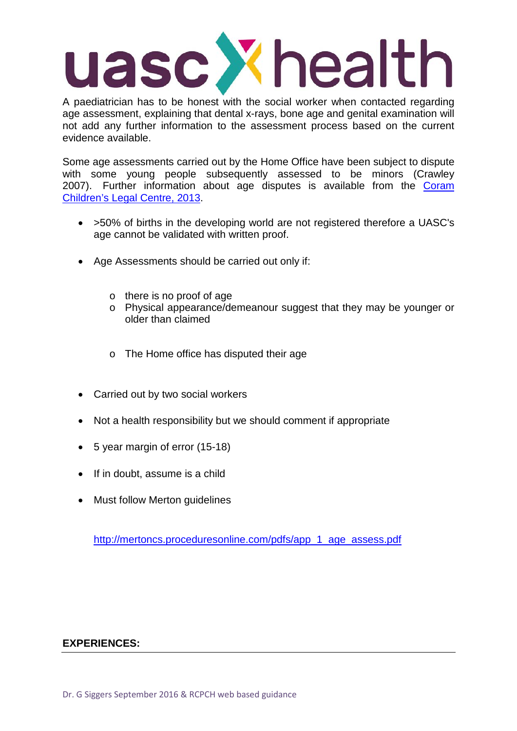A paediatrician has to be honest with the social worker when contacted regarding age assessment, explaining that dental x-rays, bone age and genital examination will not add any further information to the assessment process based on the current evidence available.

Some age assessments carried out by the Home Office have been subject to dispute with some young people subsequently assessed to be minors (Crawley 2007). Further information about age disputes is available from the [Coram Children's Legal Centre, 2013](#).

- >50% of births in the developing world are not registered therefore a UASC's age cannot be validated with written proof.

- Age Assessments should be carried out only if:

    - there is no proof of age
    - Physical appearance/demeanour suggest that they may be younger or older than claimed

    - The Home office has disputed their age

- Carried out by two social workers

- Not a health responsibility but we should comment if appropriate

- 5 year margin of error (15-18)

- If in doubt, assume is a child

- Must follow Merton guidelines

  http://mertoncs.proceduresonline.com/pdfs/app_1_age_assess.pdf

**EXPERIENCES:**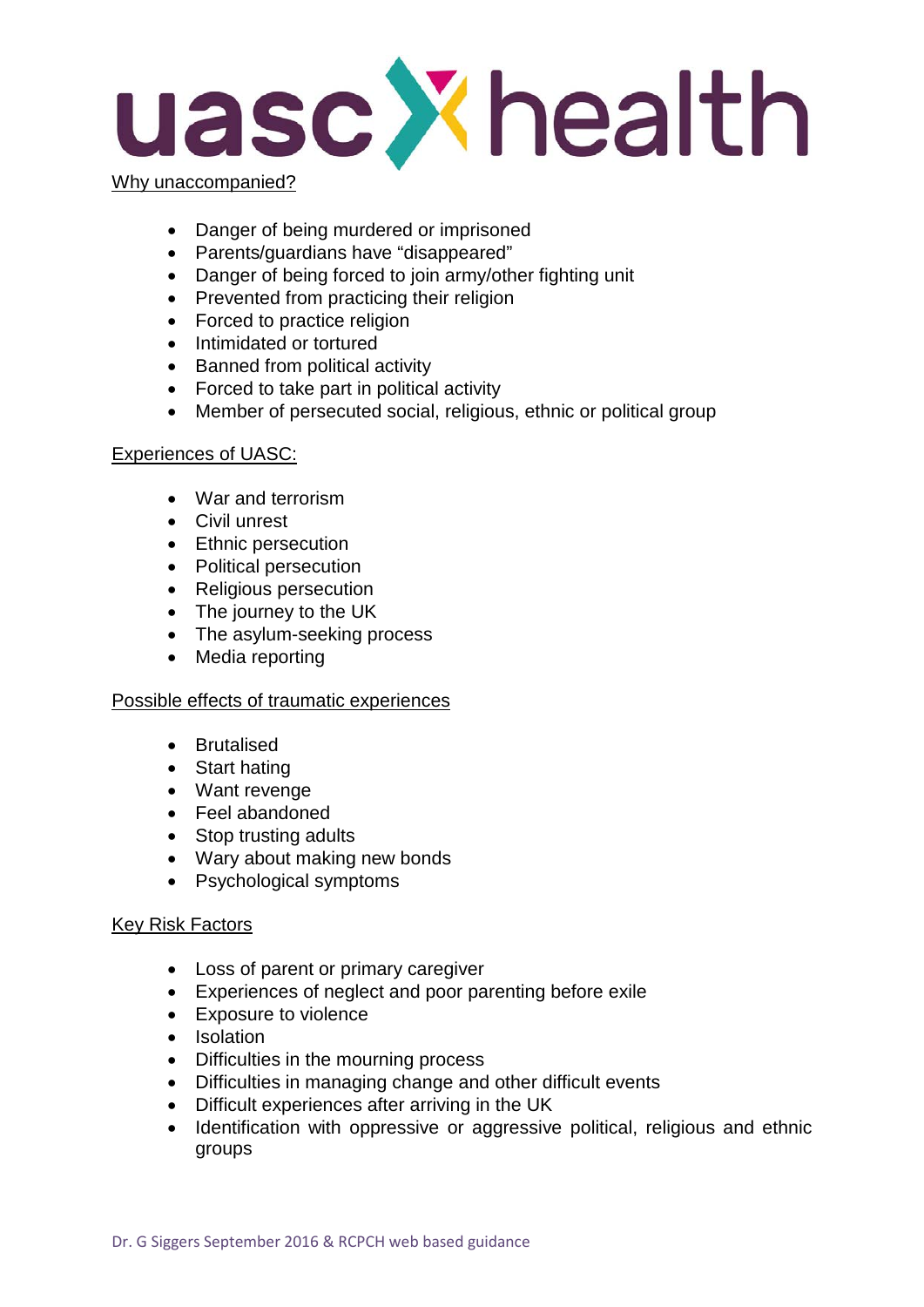Why unaccompanied?

- Danger of being murdered or imprisoned
- Parents/guardians have "disappeared"
- Danger of being forced to join army/other fighting unit
- Prevented from practicing their religion
- Forced to practice religion
- Intimidated or tortured
- Banned from political activity
- Forced to take part in political activity
- Member of persecuted social, religious, ethnic or political group

Experiences of UASC:

- War and terrorism
- Civil unrest
- Ethnic persecution
- Political persecution
- Religious persecution
- The journey to the UK
- The asylum-seeking process
- Media reporting

Possible effects of traumatic experiences

- Brutalised
- Start hating
- Want revenge
- Feel abandoned
- Stop trusting adults
- Wary about making new bonds
- Psychological symptoms

Key Risk Factors

- Loss of parent or primary caregiver
- Experiences of neglect and poor parenting before exile
- Exposure to violence
- Isolation
- Difficulties in the mourning process
- Difficulties in managing change and other difficult events
- Difficult experiences after arriving in the UK
- Identification with oppressive or aggressive political, religious and ethnic groups

Dr. G Siggers September 2016 & RCPCH web based guidance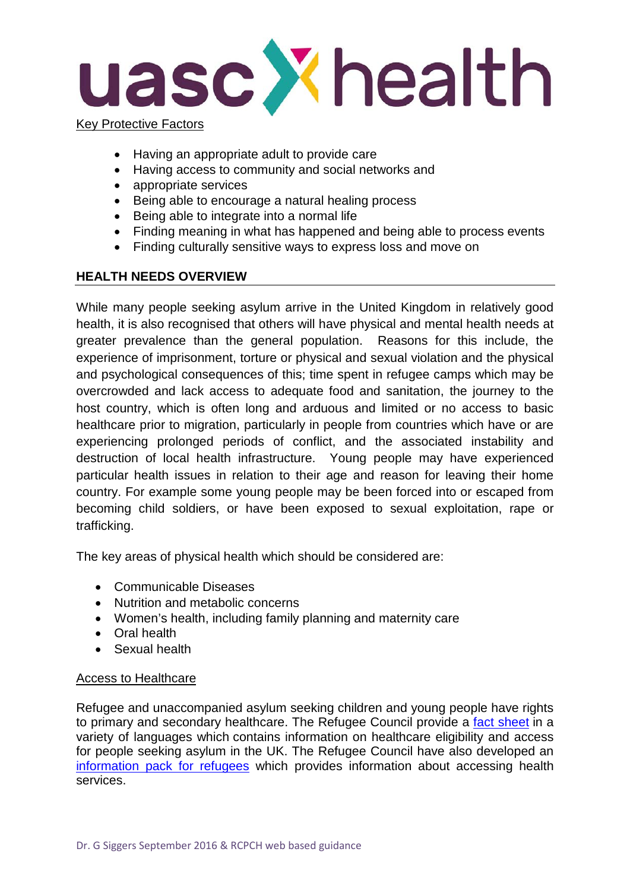Key Protective Factors

- Having an appropriate adult to provide care
- Having access to community and social networks and
- appropriate services
- Being able to encourage a natural healing process
- Being able to integrate into a normal life
- Finding meaning in what has happened and being able to process events
- Finding culturally sensitive ways to express loss and move on

## HEALTH NEEDS OVERVIEW

While many people seeking asylum arrive in the United Kingdom in relatively good health, it is also recognised that others will have physical and mental health needs at greater prevalence than the general population. Reasons for this include, the experience of imprisonment, torture or physical and sexual violation and the physical and psychological consequences of this; time spent in refugee camps which may be overcrowded and lack access to adequate food and sanitation, the journey to the host country, which is often long and arduous and limited or no access to basic healthcare prior to migration, particularly in people from countries which have or are experiencing prolonged periods of conflict, and the associated instability and destruction of local health infrastructure. Young people may have experienced particular health issues in relation to their age and reason for leaving their home country. For example some young people may be been forced into or escaped from becoming child soldiers, or have been exposed to sexual exploitation, rape or trafficking.

The key areas of physical health which should be considered are:

- Communicable Diseases
- Nutrition and metabolic concerns
- Women's health, including family planning and maternity care
- Oral health
- Sexual health

Access to Healthcare

Refugee and unaccompanied asylum seeking children and young people have rights to primary and secondary healthcare. The Refugee Council provide a fact sheet in a variety of languages which contains information on healthcare eligibility and access for people seeking asylum in the UK. The Refugee Council have also developed an information pack for refugees which provides information about accessing health services.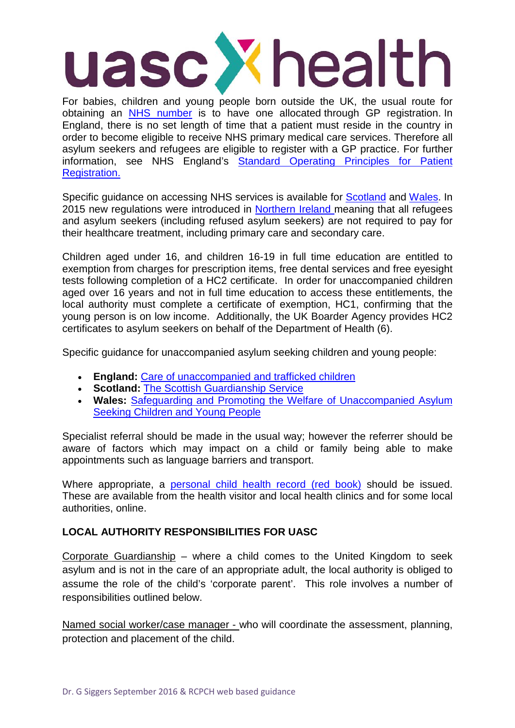For babies, children and young people born outside the UK, the usual route for obtaining an NHS number is to have one allocated through GP registration. In England, there is no set length of time that a patient must reside in the country in order to become eligible to receive NHS primary medical care services. Therefore all asylum seekers and refugees are eligible to register with a GP practice. For further information, see NHS England's Standard Operating Principles for Patient Registration.

Specific guidance on accessing NHS services is available for Scotland and Wales. In 2015 new regulations were introduced in Northern Ireland meaning that all refugees and asylum seekers (including refused asylum seekers) are not required to pay for their healthcare treatment, including primary care and secondary care.

Children aged under 16, and children 16-19 in full time education are entitled to exemption from charges for prescription items, free dental services and free eyesight tests following completion of a HC2 certificate. In order for unaccompanied children aged over 16 years and not in full time education to access these entitlements, the local authority must complete a certificate of exemption, HC1, confirming that the young person is on low income. Additionally, the UK Boarder Agency provides HC2 certificates to asylum seekers on behalf of the Department of Health (6).

Specific guidance for unaccompanied asylum seeking children and young people:

- **England:** Care of unaccompanied and trafficked children
- **Scotland:** The Scottish Guardianship Service
- **Wales:** Safeguarding and Promoting the Welfare of Unaccompanied Asylum Seeking Children and Young People

Specialist referral should be made in the usual way; however the referrer should be aware of factors which may impact on a child or family being able to make appointments such as language barriers and transport.

Where appropriate, a personal child health record (red book) should be issued. These are available from the health visitor and local health clinics and for some local authorities, online.

## LOCAL AUTHORITY RESPONSIBILITIES FOR UASC

Corporate Guardianship – where a child comes to the United Kingdom to seek asylum and is not in the care of an appropriate adult, the local authority is obliged to assume the role of the child's 'corporate parent'. This role involves a number of responsibilities outlined below.

Named social worker/case manager - who will coordinate the assessment, planning, protection and placement of the child.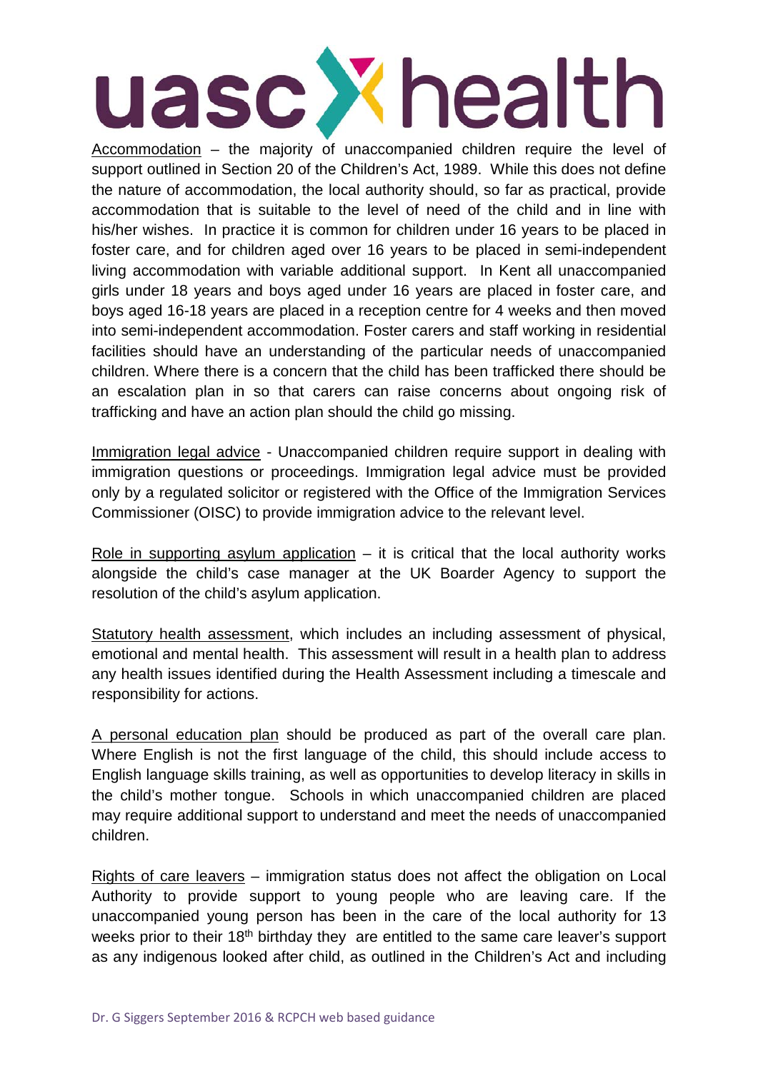Accommodation – the majority of unaccompanied children require the level of support outlined in Section 20 of the Children's Act, 1989. While this does not define the nature of accommodation, the local authority should, so far as practical, provide accommodation that is suitable to the level of need of the child and in line with his/her wishes. In practice it is common for children under 16 years to be placed in foster care, and for children aged over 16 years to be placed in semi-independent living accommodation with variable additional support. In Kent all unaccompanied girls under 18 years and boys aged under 16 years are placed in foster care, and boys aged 16-18 years are placed in a reception centre for 4 weeks and then moved into semi-independent accommodation. Foster carers and staff working in residential facilities should have an understanding of the particular needs of unaccompanied children. Where there is a concern that the child has been trafficked there should be an escalation plan in so that carers can raise concerns about ongoing risk of trafficking and have an action plan should the child go missing.

Immigration legal advice - Unaccompanied children require support in dealing with immigration questions or proceedings. Immigration legal advice must be provided only by a regulated solicitor or registered with the Office of the Immigration Services Commissioner (OISC) to provide immigration advice to the relevant level.

Role in supporting asylum application – it is critical that the local authority works alongside the child's case manager at the UK Boarder Agency to support the resolution of the child's asylum application.

Statutory health assessment, which includes an including assessment of physical, emotional and mental health. This assessment will result in a health plan to address any health issues identified during the Health Assessment including a timescale and responsibility for actions.

A personal education plan should be produced as part of the overall care plan. Where English is not the first language of the child, this should include access to English language skills training, as well as opportunities to develop literacy in skills in the child's mother tongue. Schools in which unaccompanied children are placed may require additional support to understand and meet the needs of unaccompanied children.

Rights of care leavers – immigration status does not affect the obligation on Local Authority to provide support to young people who are leaving care. If the unaccompanied young person has been in the care of the local authority for 13 weeks prior to their 18th birthday they are entitled to the same care leaver's support as any indigenous looked after child, as outlined in the Children's Act and including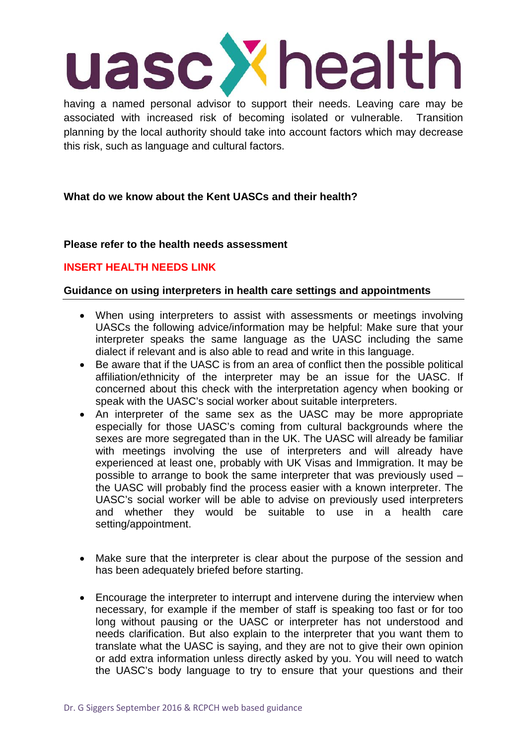having a named personal advisor to support their needs. Leaving care may be associated with increased risk of becoming isolated or vulnerable. Transition planning by the local authority should take into account factors which may decrease this risk, such as language and cultural factors.

**What do we know about the Kent UASCs and their health?**

**Please refer to the health needs assessment**

**INSERT HEALTH NEEDS LINK**

**Guidance on using interpreters in health care settings and appointments**

- When using interpreters to assist with assessments or meetings involving UASCs the following advice/information may be helpful: Make sure that your interpreter speaks the same language as the UASC including the same dialect if relevant and is also able to read and write in this language.
- Be aware that if the UASC is from an area of conflict then the possible political affiliation/ethnicity of the interpreter may be an issue for the UASC. If concerned about this check with the interpretation agency when booking or speak with the UASC's social worker about suitable interpreters.
- An interpreter of the same sex as the UASC may be more appropriate especially for those UASC's coming from cultural backgrounds where the sexes are more segregated than in the UK. The UASC will already be familiar with meetings involving the use of interpreters and will already have experienced at least one, probably with UK Visas and Immigration. It may be possible to arrange to book the same interpreter that was previously used – the UASC will probably find the process easier with a known interpreter. The UASC's social worker will be able to advise on previously used interpreters and whether they would be suitable to use in a health care setting/appointment.

- Make sure that the interpreter is clear about the purpose of the session and has been adequately briefed before starting.

- Encourage the interpreter to interrupt and intervene during the interview when necessary, for example if the member of staff is speaking too fast or for too long without pausing or the UASC or interpreter has not understood and needs clarification. But also explain to the interpreter that you want them to translate what the UASC is saying, and they are not to give their own opinion or add extra information unless directly asked by you. You will need to watch the UASC's body language to try to ensure that your questions and their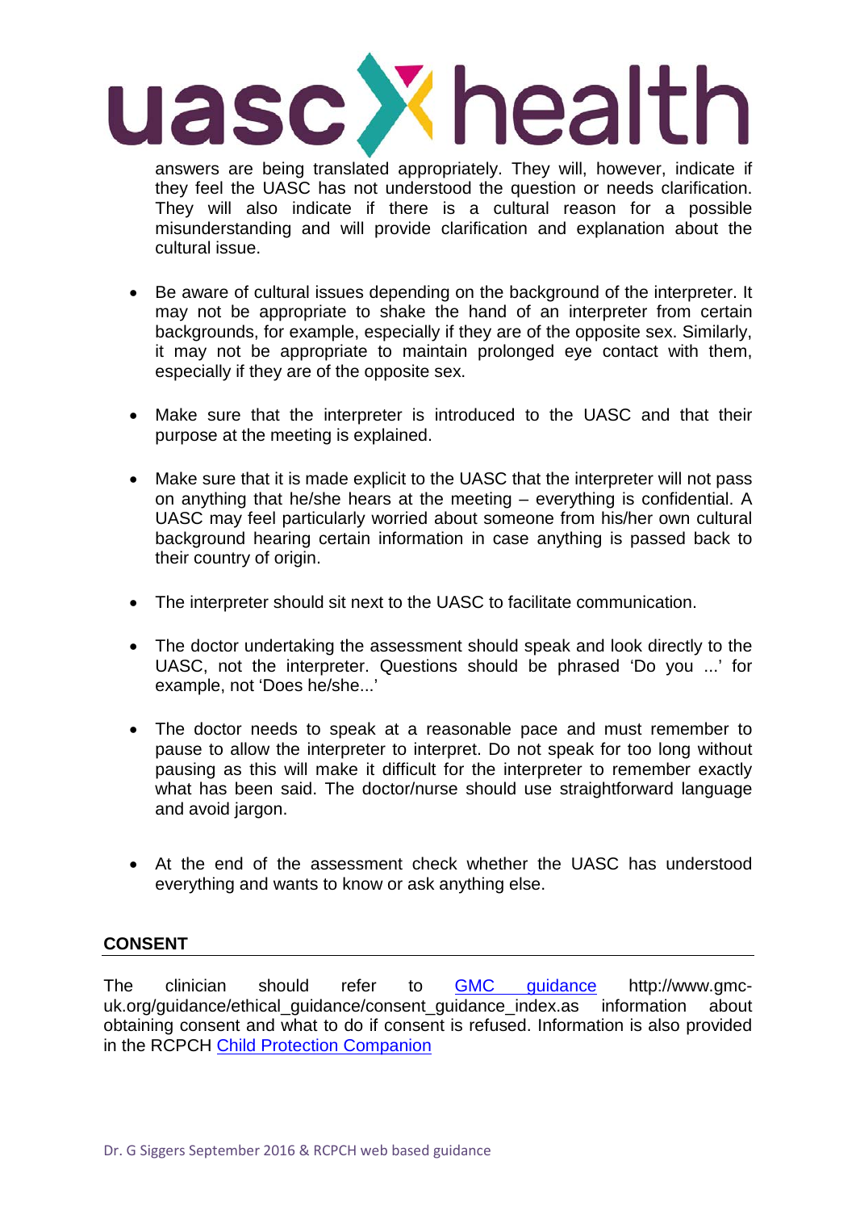answers are being translated appropriately. They will, however, indicate if they feel the UASC has not understood the question or needs clarification. They will also indicate if there is a cultural reason for a possible misunderstanding and will provide clarification and explanation about the cultural issue.

- Be aware of cultural issues depending on the background of the interpreter. It may not be appropriate to shake the hand of an interpreter from certain backgrounds, for example, especially if they are of the opposite sex. Similarly, it may not be appropriate to maintain prolonged eye contact with them, especially if they are of the opposite sex.

- Make sure that the interpreter is introduced to the UASC and that their purpose at the meeting is explained.

- Make sure that it is made explicit to the UASC that the interpreter will not pass on anything that he/she hears at the meeting – everything is confidential. A UASC may feel particularly worried about someone from his/her own cultural background hearing certain information in case anything is passed back to their country of origin.

- The interpreter should sit next to the UASC to facilitate communication.

- The doctor undertaking the assessment should speak and look directly to the UASC, not the interpreter. Questions should be phrased 'Do you ...' for example, not 'Does he/she...'

- The doctor needs to speak at a reasonable pace and must remember to pause to allow the interpreter to interpret. Do not speak for too long without pausing as this will make it difficult for the interpreter to remember exactly what has been said. The doctor/nurse should use straightforward language and avoid jargon.

- At the end of the assessment check whether the UASC has understood everything and wants to know or ask anything else.

## CONSENT

The clinician should refer to GMC guidance http://www.gmc-uk.org/guidance/ethical_guidance/consent_guidance_index.as information about obtaining consent and what to do if consent is refused. Information is also provided in the RCPCH Child Protection Companion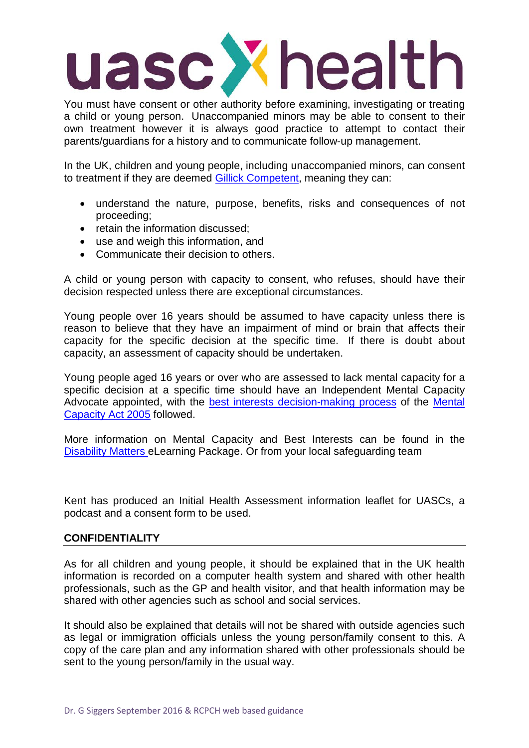You must have consent or other authority before examining, investigating or treating a child or young person. Unaccompanied minors may be able to consent to their own treatment however it is always good practice to attempt to contact their parents/guardians for a history and to communicate follow-up management.

In the UK, children and young people, including unaccompanied minors, can consent to treatment if they are deemed Gillick Competent, meaning they can:

- understand the nature, purpose, benefits, risks and consequences of not proceeding;
- retain the information discussed;
- use and weigh this information, and
- Communicate their decision to others.

A child or young person with capacity to consent, who refuses, should have their decision respected unless there are exceptional circumstances.

Young people over 16 years should be assumed to have capacity unless there is reason to believe that they have an impairment of mind or brain that affects their capacity for the specific decision at the specific time. If there is doubt about capacity, an assessment of capacity should be undertaken.

Young people aged 16 years or over who are assessed to lack mental capacity for a specific decision at a specific time should have an Independent Mental Capacity Advocate appointed, with the best interests decision-making process of the Mental Capacity Act 2005 followed.

More information on Mental Capacity and Best Interests can be found in the Disability Matters eLearning Package. Or from your local safeguarding team

Kent has produced an Initial Health Assessment information leaflet for UASCs, a podcast and a consent form to be used.

## CONFIDENTIALITY

As for all children and young people, it should be explained that in the UK health information is recorded on a computer health system and shared with other health professionals, such as the GP and health visitor, and that health information may be shared with other agencies such as school and social services.

It should also be explained that details will not be shared with outside agencies such as legal or immigration officials unless the young person/family consent to this. A copy of the care plan and any information shared with other professionals should be sent to the young person/family in the usual way.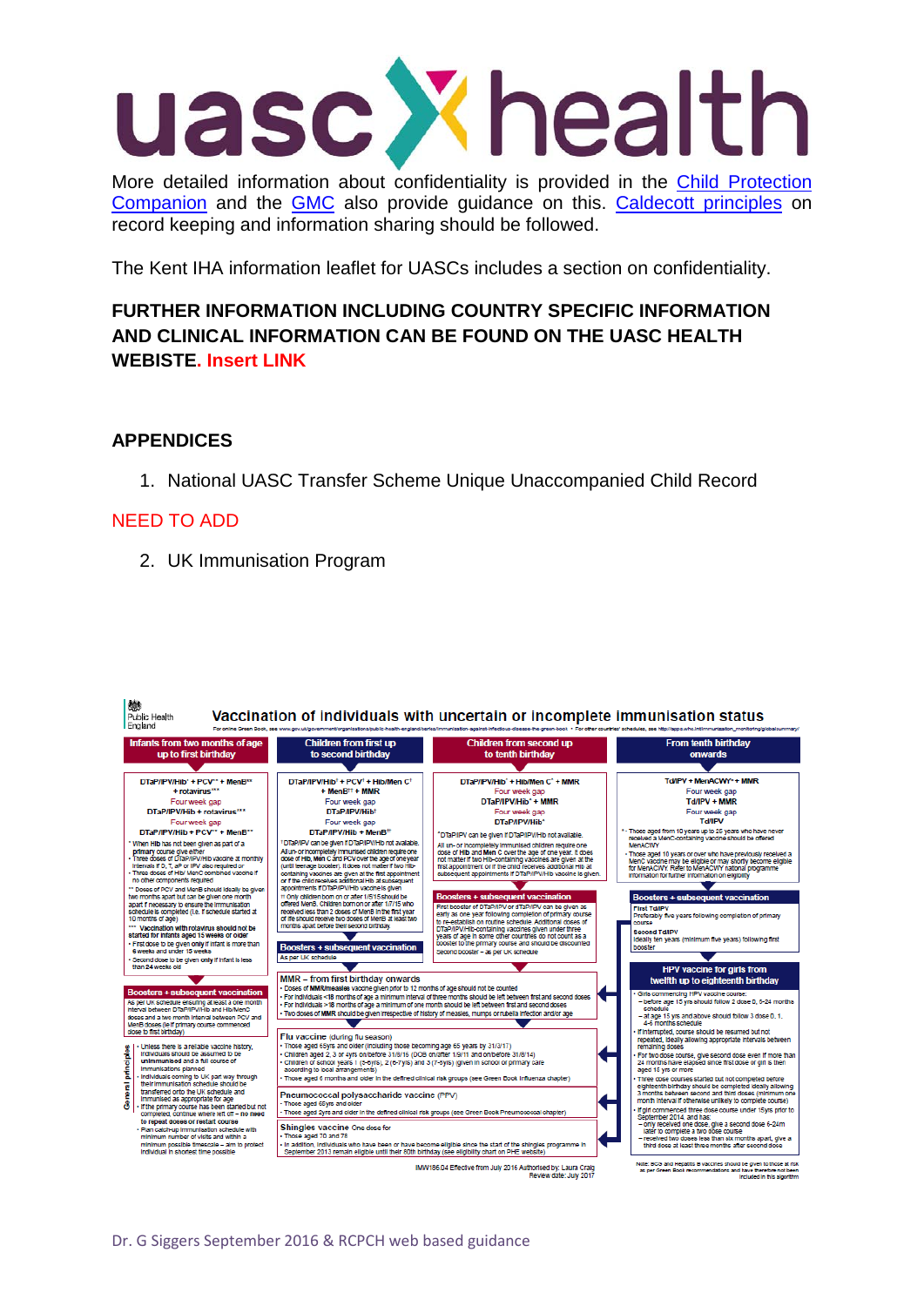# uasc health

More detailed information about confidentiality is provided in the [Child Protection Companion]() and the [GMC]() also provide guidance on this. [Caldecott principles]() on record keeping and information sharing should be followed.

The Kent IHA information leaflet for UASCs includes a section on confidentiality.

**FURTHER INFORMATION INCLUDING COUNTRY SPECIFIC INFORMATION AND CLINICAL INFORMATION CAN BE FOUND ON THE UASC HEALTH WEBISTE. Insert LINK**

## APPENDICES

1. National UASC Transfer Scheme Unique Unaccompanied Child Record

NEED TO ADD

2. UK Immunisation Program

Public Health England

## Vaccination of individuals with uncertain or incomplete immunisation status

For online Green Book, see www.gov.uk/government/organisations/public-health-england/series/immunisation-against-infectious-disease-the-green-book • For other countries' schedules, see http://apps.who.int/immunization_monitoring/globalsummary/

**Infants from two months of age up to first birthday**

DTaP/IPV/Hib* + PCV** + MenB** + rotavirus***
Four week gap
DTaP/IPV/Hib + rotavirus***
Four week gap
DTaP/IPV/Hib + PCV** + MenB**

* When Hib has not been given as part of a primary course give either
• Three doses of DTaP/IPV/Hib vaccine at monthly intervals if D, T, aP or IPV also required or
• Three doses of Hib/ MenC combined vaccine if no other components required
** Doses of PCV and MenB should ideally be given two months apart but can be given one month apart if necessary to ensure the immunisation schedule is completed (i.e. if schedule started at 10 months of age)
*** Vaccination with rotavirus should not be started for infants aged 15 weeks or older
• First dose to be given only if infant is more than 6 weeks and under 15 weeks
• Second dose to be given only if infant is less than 24 weeks old

**Boosters + subsequent vaccination**

As per UK schedule ensuring at least a one month interval between DTaP/IPV/Hib and Hib/MenC doses and a two month interval between PCV and MenB doses (ie if primary course commenced close to first birthday)

**Children from first up to second birthday**

DTaP/IPV/Hib† + PCV† + Hib/Men C† + MenB†† + MMR
Four week gap
DTaP/IPV/Hib†
Four week gap
DTaP/IPV/Hib + MenB††

† DTaP/IPV can be given if DTaP/IPV/Hib not available.
All un- or incompletely immunised children require one dose of Hib, Men C and PCV over the age of one year (until teenage booster). It does not matter if two Hib-containing vaccines are given at the first appointment or if the child receives additional Hib at subsequent appointments if DTaP/IPV/Hib vaccine is given
†† Only children born on or after 1/5/15 should be offered MenB. Children born on or after 1/7/15 who received less than 2 doses of MenB in the first year of life should receive two doses of MenB at least two months apart before their second birthday

**Boosters + subsequent vaccination**

As per UK schedule

**Children from second up to tenth birthday**

DTaP/IPV/Hib* + Hib/Men C* + MMR
Four week gap
DTaP/IPV/Hib* + MMR
Four week gap
DTaP/IPV/Hib*

*DTaP/IPV can be given if DTaP/IPV/Hib not available.
All un- or incompletely immunised children require one dose of Hib and Men C over the age of one year. It does not matter if two Hib-containing vaccines are given at the first appointment or if the child receives additional Hib at subsequent appointments if DTaP/IPV/Hib vaccine is given.

**Boosters + subsequent vaccination**

First booster of DTaP/IPV or dTaP/IPV can be given as early as one year following completion of primary course to re-establish on routine schedule. Additional doses of DTaP/IPV/Hib-containing vaccines given under three years of age in some other countries do not count as a booster to the primary course and should be discounted Second booster – as per UK schedule

**From tenth birthday onwards**

Td/IPV + MenACWY* + MMR
Four week gap
Td/IPV + MMR
Four week gap
Td/IPV

* • Those aged from 10 years up to 25 years who have never received a MenC-containing vaccine should be offered MenACWY
• Those aged 10 years or over who have previously received a MenC vaccine may be eligible or may shortly become eligible for MenACWY. Refer to MenACWY national programme information for further information on eligibility

**Boosters + subsequent vaccination**

First Td/IPV
Preferably five years following completion of primary course
Second Td/IPV
Ideally ten years (minimum five years) following first booster

**HPV vaccine for girls from twelfth up to eighteenth birthday**

• Girls commencing HPV vaccine course:
– before age 15 yrs should follow 2 dose 0, 6-24 months schedule
– at age 15 yrs and above should follow 3 dose 0, 1, 4-6 months schedule
• If interrupted, course should be resumed but not repeated, ideally allowing appropriate intervals between remaining doses
• For two dose course, give second dose even if more than 24 months have elapsed since first dose or girl is then aged 15 yrs or more
• Three dose courses started but not completed before eighteenth birthday should be completed ideally allowing 3 months between second and third doses (minimum one month interval if otherwise unlikely to complete course)
• If girl commenced three dose course under 15yrs prior to September 2014 and has:
– only received one dose, give a second dose 6-24m later to complete a two dose course
– received two doses less than six months apart, give a third dose at least three months after second dose

**MMR – from first birthday onwards**

• Doses of MMR/measles vaccine given prior to 12 months of age should not be counted
• For individuals <18 months of age a minimum interval of three months should be left between first and second doses
• For individuals >18 months of age a minimum of one month should be left between first and second doses
• Two doses of MMR should be given irrespective of history of measles, mumps or rubella infection and/or age

**Flu vaccine** (during flu season)

• Those aged 65yrs and older (including those becoming age 65 years by 31/3/17)
• Children aged 2, 3 or 4yrs on/before 31/8/15 (DOB on/after 1/9/11 and on/before 31/8/14)
• Children of school years 1 (5-6yrs), 2 (6-7yrs) and 3 (7-8yrs) (given in school or primary care according to local arrangements)
• Those aged 6 months and older in the defined clinical risk groups (see Green Book Influenza chapter)

**Pneumococcal polysaccharide vaccine** (PPV)

• Those aged 65yrs and older
• Those aged 2yrs and older in the defined clinical risk groups (see Green Book Pneumococcal chapter)

**Shingles vaccine** One dose for

• Those aged 70 and 78
• In addition, individuals who have been or have become eligible since the start of the shingles programme in September 2013 remain eligible until their 80th birthday (see eligibility chart on PHE website)

**General principles**

• Unless there is a reliable vaccine history, individuals should be assumed to be unimmunised and a full course of immunisations planned
• Individuals coming to UK part way through their immunisation schedule should be transferred onto the UK schedule and immunised as appropriate for age
• If the primary course has been started but not completed, continue where left off – no need to repeat doses or restart course
• Plan catch-up immunisation schedule with minimum number of visits and within a minimum possible timescale – aim to protect individual in shortest time possible

Note: BCG and Hepatitis B vaccines should be given to those at risk as per Green Book recommendations and have therefore not been included in this algorithm

IMW186.04 Effective from July 2016 Authorised by: Laura Craig
Review date: July 2017

Dr. G Siggers September 2016 & RCPCH web based guidance